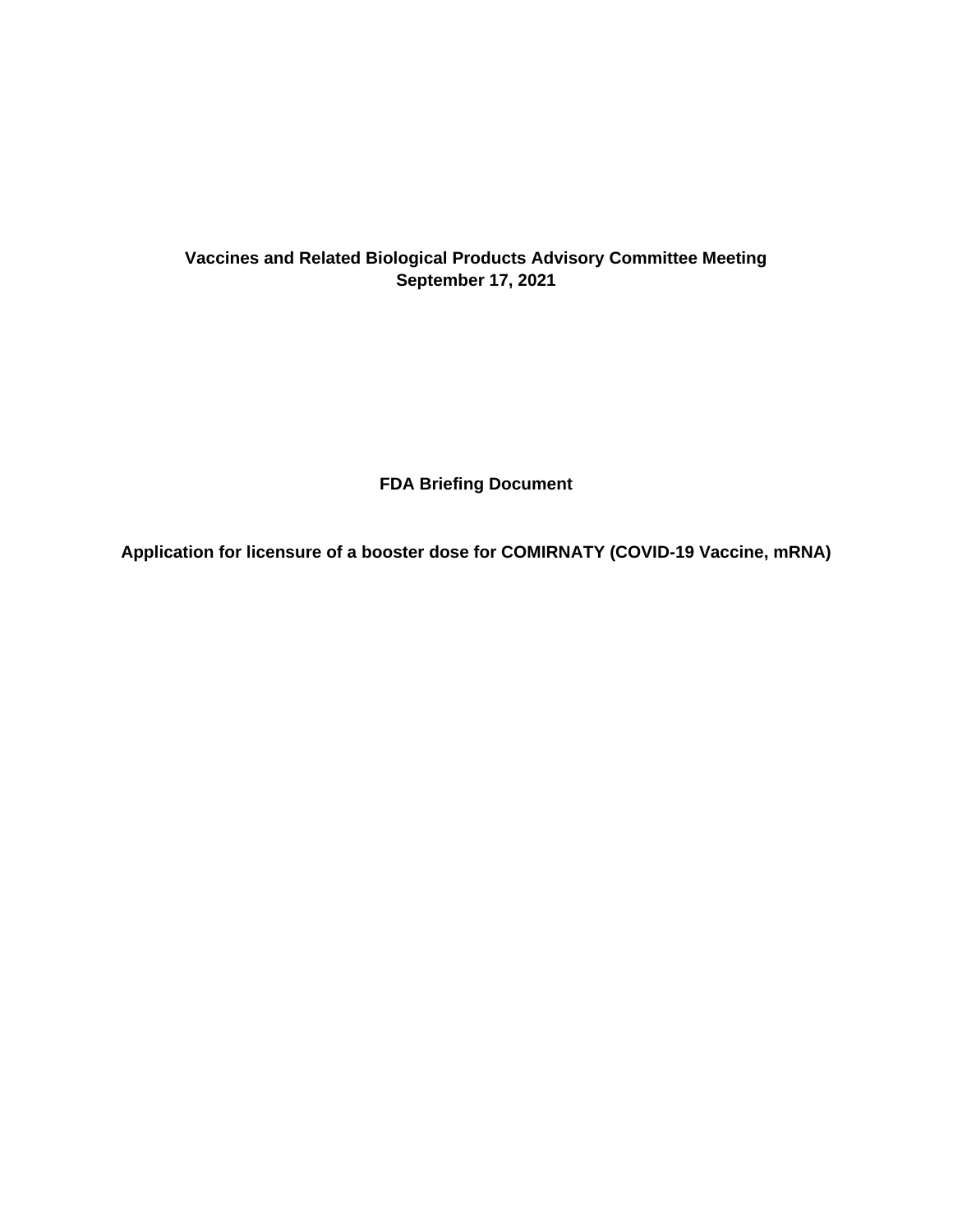**Vaccines and Related Biological Products Advisory Committee Meeting**
**September 17, 2021**

# FDA Briefing Document

## Application for licensure of a booster dose for COMIRNATY (COVID-19 Vaccine, mRNA)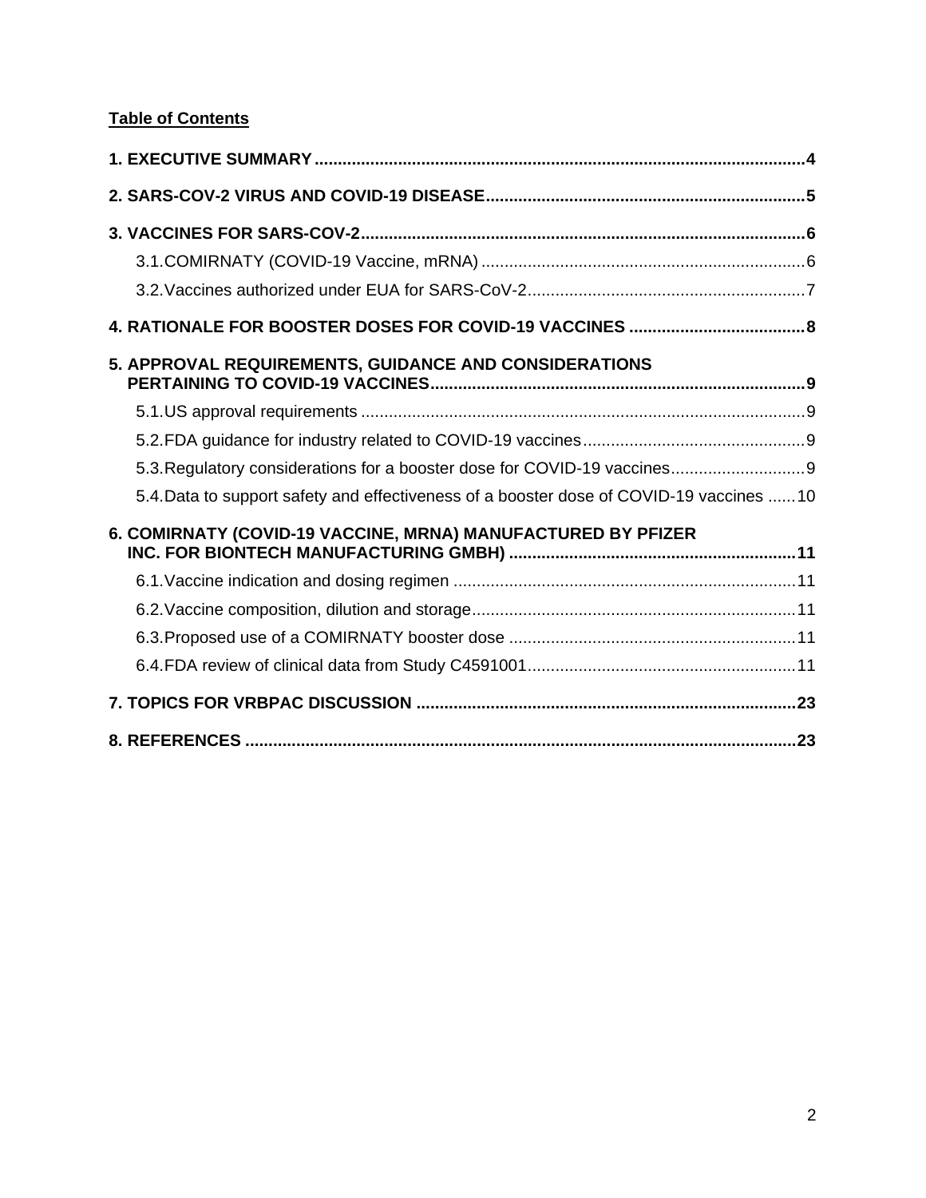**Table of Contents**

**1. EXECUTIVE SUMMARY ........................................................................................................ 4**

**2. SARS-COV-2 VIRUS AND COVID-19 DISEASE ..................................................................... 5**

**3. VACCINES FOR SARS-COV-2 ............................................................................................... 6**

3.1. COMIRNATY (COVID-19 Vaccine, mRNA) ..................................................................... 6

3.2. Vaccines authorized under EUA for SARS-CoV-2 ........................................................... 7

**4. RATIONALE FOR BOOSTER DOSES FOR COVID-19 VACCINES ...................................... 8**

**5. APPROVAL REQUIREMENTS, GUIDANCE AND CONSIDERATIONS PERTAINING TO COVID-19 VACCINES ................................................................................ 9**

5.1. US approval requirements ............................................................................................... 9

5.2. FDA guidance for industry related to COVID-19 vaccines ................................................ 9

5.3. Regulatory considerations for a booster dose for COVID-19 vaccines ............................. 9

5.4. Data to support safety and effectiveness of a booster dose of COVID-19 vaccines ...... 10

**6. COMIRNATY (COVID-19 VACCINE, MRNA) MANUFACTURED BY PFIZER INC. FOR BIONTECH MANUFACTURING GMBH) ............................................................. 11**

6.1. Vaccine indication and dosing regimen .......................................................................... 11

6.2. Vaccine composition, dilution and storage ...................................................................... 11

6.3. Proposed use of a COMIRNATY booster dose ............................................................. 11

6.4. FDA review of clinical data from Study C4591001 .......................................................... 11

**7. TOPICS FOR VRBPAC DISCUSSION ................................................................................. 23**

**8. REFERENCES ...................................................................................................................... 23**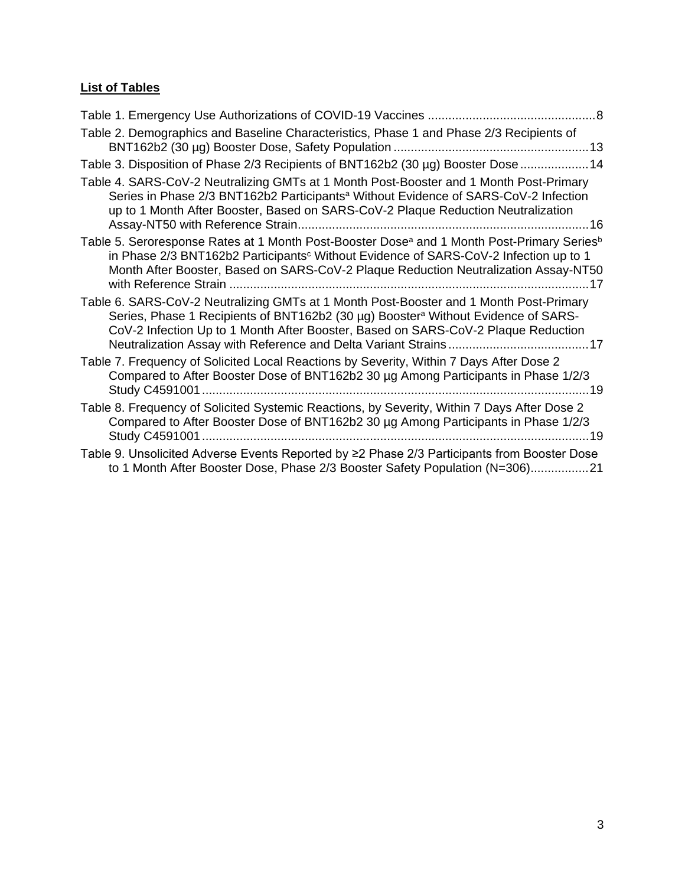**List of Tables**

Table 1. Emergency Use Authorizations of COVID-19 Vaccines ....................................................8

Table 2. Demographics and Baseline Characteristics, Phase 1 and Phase 2/3 Recipients of BNT162b2 (30 µg) Booster Dose, Safety Population ........................................................13

Table 3. Disposition of Phase 2/3 Recipients of BNT162b2 (30 µg) Booster Dose ....................14

Table 4. SARS-CoV-2 Neutralizing GMTs at 1 Month Post-Booster and 1 Month Post-Primary Series in Phase 2/3 BNT162b2 Participants[a] Without Evidence of SARS-CoV-2 Infection up to 1 Month After Booster, Based on SARS-CoV-2 Plaque Reduction Neutralization Assay-NT50 with Reference Strain....................................................................................16

Table 5. Seroresponse Rates at 1 Month Post-Booster Dose[a] and 1 Month Post-Primary Series[b] in Phase 2/3 BNT162b2 Participants[c] Without Evidence of SARS-CoV-2 Infection up to 1 Month After Booster, Based on SARS-CoV-2 Plaque Reduction Neutralization Assay-NT50 with Reference Strain ........................................................................................................17

Table 6. SARS-CoV-2 Neutralizing GMTs at 1 Month Post-Booster and 1 Month Post-Primary Series, Phase 1 Recipients of BNT162b2 (30 µg) Booster[a] Without Evidence of SARS-CoV-2 Infection Up to 1 Month After Booster, Based on SARS-CoV-2 Plaque Reduction Neutralization Assay with Reference and Delta Variant Strains.........................................17

Table 7. Frequency of Solicited Local Reactions by Severity, Within 7 Days After Dose 2 Compared to After Booster Dose of BNT162b2 30 µg Among Participants in Phase 1/2/3 Study C4591001................................................................................................................19

Table 8. Frequency of Solicited Systemic Reactions, by Severity, Within 7 Days After Dose 2 Compared to After Booster Dose of BNT162b2 30 µg Among Participants in Phase 1/2/3 Study C4591001................................................................................................................19

Table 9. Unsolicited Adverse Events Reported by ≥2 Phase 2/3 Participants from Booster Dose to 1 Month After Booster Dose, Phase 2/3 Booster Safety Population (N=306).................21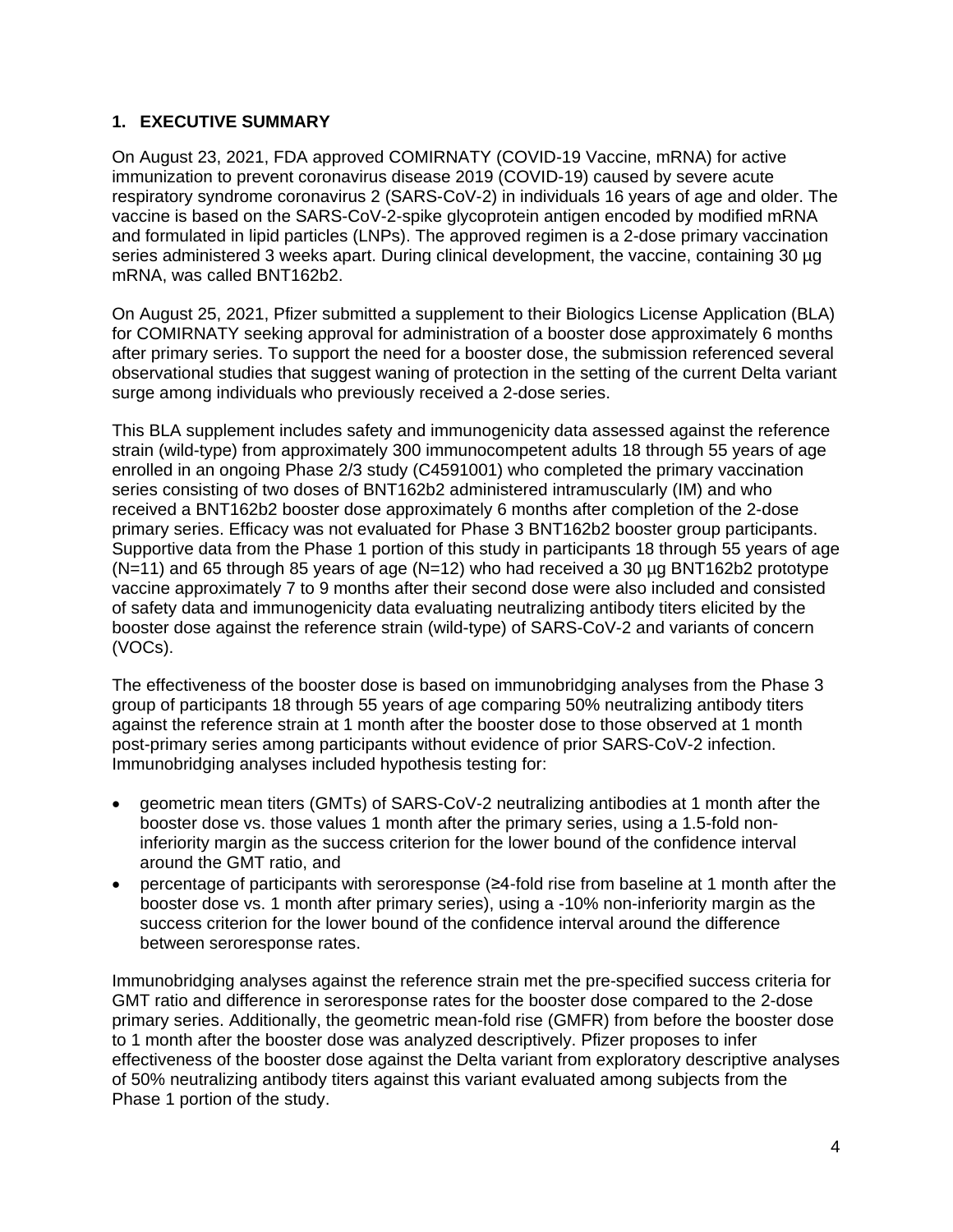## 1. EXECUTIVE SUMMARY

On August 23, 2021, FDA approved COMIRNATY (COVID-19 Vaccine, mRNA) for active immunization to prevent coronavirus disease 2019 (COVID-19) caused by severe acute respiratory syndrome coronavirus 2 (SARS-CoV-2) in individuals 16 years of age and older. The vaccine is based on the SARS-CoV-2-spike glycoprotein antigen encoded by modified mRNA and formulated in lipid particles (LNPs). The approved regimen is a 2-dose primary vaccination series administered 3 weeks apart. During clinical development, the vaccine, containing 30 µg mRNA, was called BNT162b2.

On August 25, 2021, Pfizer submitted a supplement to their Biologics License Application (BLA) for COMIRNATY seeking approval for administration of a booster dose approximately 6 months after primary series. To support the need for a booster dose, the submission referenced several observational studies that suggest waning of protection in the setting of the current Delta variant surge among individuals who previously received a 2-dose series.

This BLA supplement includes safety and immunogenicity data assessed against the reference strain (wild-type) from approximately 300 immunocompetent adults 18 through 55 years of age enrolled in an ongoing Phase 2/3 study (C4591001) who completed the primary vaccination series consisting of two doses of BNT162b2 administered intramuscularly (IM) and who received a BNT162b2 booster dose approximately 6 months after completion of the 2-dose primary series. Efficacy was not evaluated for Phase 3 BNT162b2 booster group participants. Supportive data from the Phase 1 portion of this study in participants 18 through 55 years of age (N=11) and 65 through 85 years of age (N=12) who had received a 30 µg BNT162b2 prototype vaccine approximately 7 to 9 months after their second dose were also included and consisted of safety data and immunogenicity data evaluating neutralizing antibody titers elicited by the booster dose against the reference strain (wild-type) of SARS-CoV-2 and variants of concern (VOCs).

The effectiveness of the booster dose is based on immunobridging analyses from the Phase 3 group of participants 18 through 55 years of age comparing 50% neutralizing antibody titers against the reference strain at 1 month after the booster dose to those observed at 1 month post-primary series among participants without evidence of prior SARS-CoV-2 infection. Immunobridging analyses included hypothesis testing for:

- geometric mean titers (GMTs) of SARS-CoV-2 neutralizing antibodies at 1 month after the booster dose vs. those values 1 month after the primary series, using a 1.5-fold non-inferiority margin as the success criterion for the lower bound of the confidence interval around the GMT ratio, and
- percentage of participants with seroresponse (≥4-fold rise from baseline at 1 month after the booster dose vs. 1 month after primary series), using a -10% non-inferiority margin as the success criterion for the lower bound of the confidence interval around the difference between seroresponse rates.

Immunobridging analyses against the reference strain met the pre-specified success criteria for GMT ratio and difference in seroresponse rates for the booster dose compared to the 2-dose primary series. Additionally, the geometric mean-fold rise (GMFR) from before the booster dose to 1 month after the booster dose was analyzed descriptively. Pfizer proposes to infer effectiveness of the booster dose against the Delta variant from exploratory descriptive analyses of 50% neutralizing antibody titers against this variant evaluated among subjects from the Phase 1 portion of the study.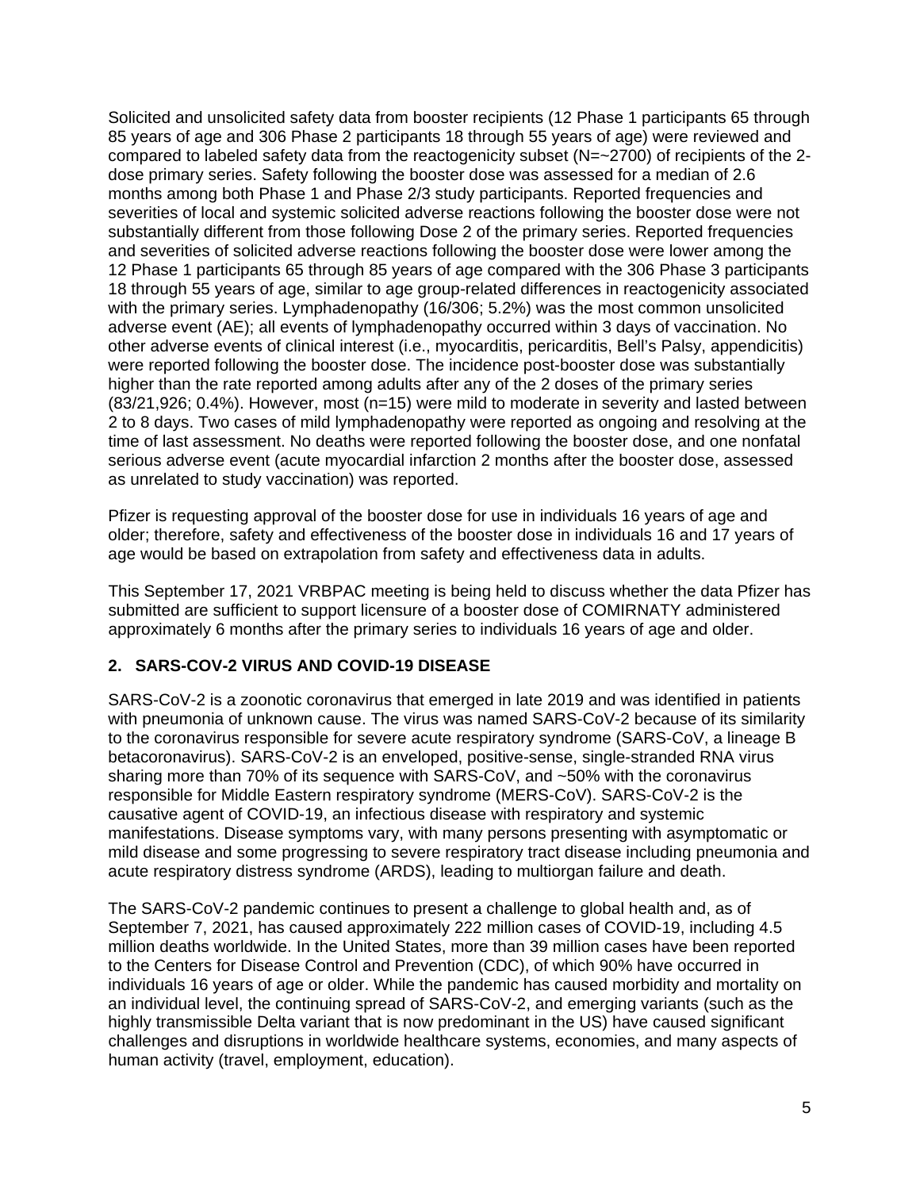Solicited and unsolicited safety data from booster recipients (12 Phase 1 participants 65 through 85 years of age and 306 Phase 2 participants 18 through 55 years of age) were reviewed and compared to labeled safety data from the reactogenicity subset (N=~2700) of recipients of the 2-dose primary series. Safety following the booster dose was assessed for a median of 2.6 months among both Phase 1 and Phase 2/3 study participants. Reported frequencies and severities of local and systemic solicited adverse reactions following the booster dose were not substantially different from those following Dose 2 of the primary series. Reported frequencies and severities of solicited adverse reactions following the booster dose were lower among the 12 Phase 1 participants 65 through 85 years of age compared with the 306 Phase 3 participants 18 through 55 years of age, similar to age group-related differences in reactogenicity associated with the primary series. Lymphadenopathy (16/306; 5.2%) was the most common unsolicited adverse event (AE); all events of lymphadenopathy occurred within 3 days of vaccination. No other adverse events of clinical interest (i.e., myocarditis, pericarditis, Bell's Palsy, appendicitis) were reported following the booster dose. The incidence post-booster dose was substantially higher than the rate reported among adults after any of the 2 doses of the primary series (83/21,926; 0.4%). However, most (n=15) were mild to moderate in severity and lasted between 2 to 8 days. Two cases of mild lymphadenopathy were reported as ongoing and resolving at the time of last assessment. No deaths were reported following the booster dose, and one nonfatal serious adverse event (acute myocardial infarction 2 months after the booster dose, assessed as unrelated to study vaccination) was reported.

Pfizer is requesting approval of the booster dose for use in individuals 16 years of age and older; therefore, safety and effectiveness of the booster dose in individuals 16 and 17 years of age would be based on extrapolation from safety and effectiveness data in adults.

This September 17, 2021 VRBPAC meeting is being held to discuss whether the data Pfizer has submitted are sufficient to support licensure of a booster dose of COMIRNATY administered approximately 6 months after the primary series to individuals 16 years of age and older.

## 2. SARS-COV-2 VIRUS AND COVID-19 DISEASE

SARS-CoV-2 is a zoonotic coronavirus that emerged in late 2019 and was identified in patients with pneumonia of unknown cause. The virus was named SARS-CoV-2 because of its similarity to the coronavirus responsible for severe acute respiratory syndrome (SARS-CoV, a lineage B betacoronavirus). SARS-CoV-2 is an enveloped, positive-sense, single-stranded RNA virus sharing more than 70% of its sequence with SARS-CoV, and ~50% with the coronavirus responsible for Middle Eastern respiratory syndrome (MERS-CoV). SARS-CoV-2 is the causative agent of COVID-19, an infectious disease with respiratory and systemic manifestations. Disease symptoms vary, with many persons presenting with asymptomatic or mild disease and some progressing to severe respiratory tract disease including pneumonia and acute respiratory distress syndrome (ARDS), leading to multiorgan failure and death.

The SARS-CoV-2 pandemic continues to present a challenge to global health and, as of September 7, 2021, has caused approximately 222 million cases of COVID-19, including 4.5 million deaths worldwide. In the United States, more than 39 million cases have been reported to the Centers for Disease Control and Prevention (CDC), of which 90% have occurred in individuals 16 years of age or older. While the pandemic has caused morbidity and mortality on an individual level, the continuing spread of SARS-CoV-2, and emerging variants (such as the highly transmissible Delta variant that is now predominant in the US) have caused significant challenges and disruptions in worldwide healthcare systems, economies, and many aspects of human activity (travel, employment, education).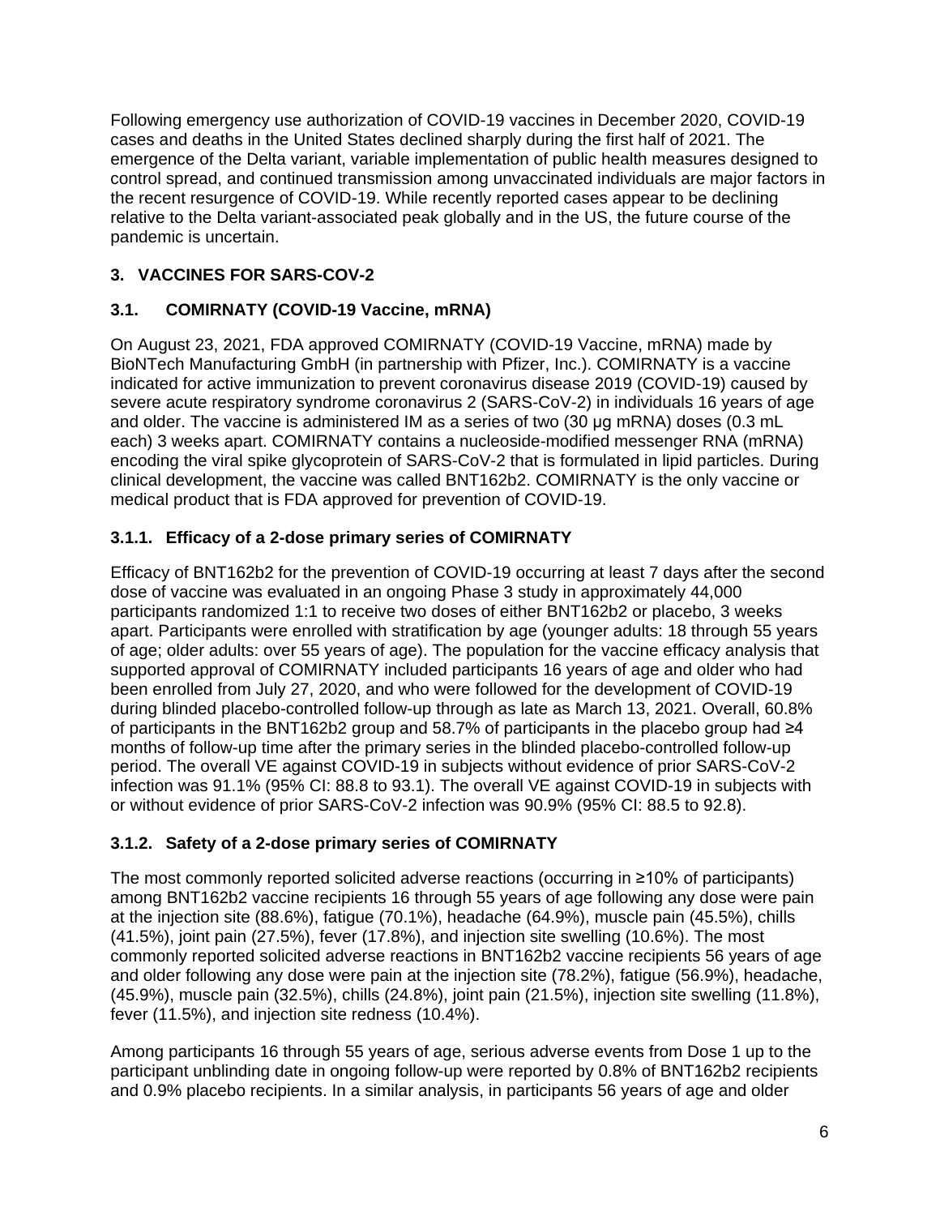Following emergency use authorization of COVID-19 vaccines in December 2020, COVID-19 cases and deaths in the United States declined sharply during the first half of 2021. The emergence of the Delta variant, variable implementation of public health measures designed to control spread, and continued transmission among unvaccinated individuals are major factors in the recent resurgence of COVID-19. While recently reported cases appear to be declining relative to the Delta variant-associated peak globally and in the US, the future course of the pandemic is uncertain.

## 3. VACCINES FOR SARS-COV-2

### 3.1. COMIRNATY (COVID-19 Vaccine, mRNA)

On August 23, 2021, FDA approved COMIRNATY (COVID-19 Vaccine, mRNA) made by BioNTech Manufacturing GmbH (in partnership with Pfizer, Inc.). COMIRNATY is a vaccine indicated for active immunization to prevent coronavirus disease 2019 (COVID-19) caused by severe acute respiratory syndrome coronavirus 2 (SARS-CoV-2) in individuals 16 years of age and older. The vaccine is administered IM as a series of two (30 µg mRNA) doses (0.3 mL each) 3 weeks apart. COMIRNATY contains a nucleoside-modified messenger RNA (mRNA) encoding the viral spike glycoprotein of SARS-CoV-2 that is formulated in lipid particles. During clinical development, the vaccine was called BNT162b2. COMIRNATY is the only vaccine or medical product that is FDA approved for prevention of COVID-19.

#### 3.1.1. Efficacy of a 2-dose primary series of COMIRNATY

Efficacy of BNT162b2 for the prevention of COVID-19 occurring at least 7 days after the second dose of vaccine was evaluated in an ongoing Phase 3 study in approximately 44,000 participants randomized 1:1 to receive two doses of either BNT162b2 or placebo, 3 weeks apart. Participants were enrolled with stratification by age (younger adults: 18 through 55 years of age; older adults: over 55 years of age). The population for the vaccine efficacy analysis that supported approval of COMIRNATY included participants 16 years of age and older who had been enrolled from July 27, 2020, and who were followed for the development of COVID-19 during blinded placebo-controlled follow-up through as late as March 13, 2021. Overall, 60.8% of participants in the BNT162b2 group and 58.7% of participants in the placebo group had ≥4 months of follow-up time after the primary series in the blinded placebo-controlled follow-up period. The overall VE against COVID-19 in subjects without evidence of prior SARS-CoV-2 infection was 91.1% (95% CI: 88.8 to 93.1). The overall VE against COVID-19 in subjects with or without evidence of prior SARS-CoV-2 infection was 90.9% (95% CI: 88.5 to 92.8).

#### 3.1.2. Safety of a 2-dose primary series of COMIRNATY

The most commonly reported solicited adverse reactions (occurring in ≥10% of participants) among BNT162b2 vaccine recipients 16 through 55 years of age following any dose were pain at the injection site (88.6%), fatigue (70.1%), headache (64.9%), muscle pain (45.5%), chills (41.5%), joint pain (27.5%), fever (17.8%), and injection site swelling (10.6%). The most commonly reported solicited adverse reactions in BNT162b2 vaccine recipients 56 years of age and older following any dose were pain at the injection site (78.2%), fatigue (56.9%), headache, (45.9%), muscle pain (32.5%), chills (24.8%), joint pain (21.5%), injection site swelling (11.8%), fever (11.5%), and injection site redness (10.4%).

Among participants 16 through 55 years of age, serious adverse events from Dose 1 up to the participant unblinding date in ongoing follow-up were reported by 0.8% of BNT162b2 recipients and 0.9% placebo recipients. In a similar analysis, in participants 56 years of age and older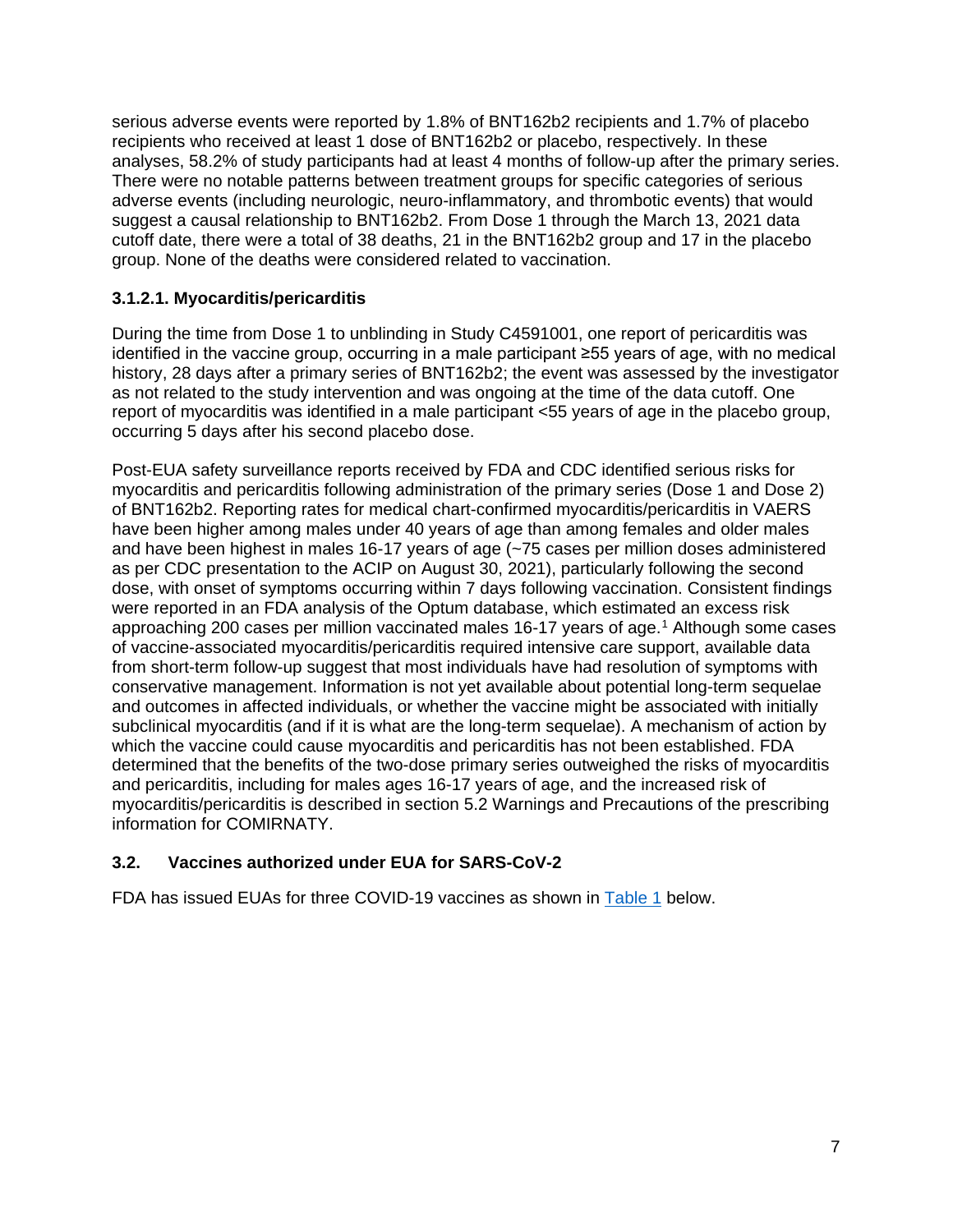serious adverse events were reported by 1.8% of BNT162b2 recipients and 1.7% of placebo recipients who received at least 1 dose of BNT162b2 or placebo, respectively. In these analyses, 58.2% of study participants had at least 4 months of follow-up after the primary series. There were no notable patterns between treatment groups for specific categories of serious adverse events (including neurologic, neuro-inflammatory, and thrombotic events) that would suggest a causal relationship to BNT162b2. From Dose 1 through the March 13, 2021 data cutoff date, there were a total of 38 deaths, 21 in the BNT162b2 group and 17 in the placebo group. None of the deaths were considered related to vaccination.

#### 3.1.2.1. Myocarditis/pericarditis

During the time from Dose 1 to unblinding in Study C4591001, one report of pericarditis was identified in the vaccine group, occurring in a male participant ≥55 years of age, with no medical history, 28 days after a primary series of BNT162b2; the event was assessed by the investigator as not related to the study intervention and was ongoing at the time of the data cutoff. One report of myocarditis was identified in a male participant <55 years of age in the placebo group, occurring 5 days after his second placebo dose.

Post-EUA safety surveillance reports received by FDA and CDC identified serious risks for myocarditis and pericarditis following administration of the primary series (Dose 1 and Dose 2) of BNT162b2. Reporting rates for medical chart-confirmed myocarditis/pericarditis in VAERS have been higher among males under 40 years of age than among females and older males and have been highest in males 16-17 years of age (~75 cases per million doses administered as per CDC presentation to the ACIP on August 30, 2021), particularly following the second dose, with onset of symptoms occurring within 7 days following vaccination. Consistent findings were reported in an FDA analysis of the Optum database, which estimated an excess risk approaching 200 cases per million vaccinated males 16-17 years of age.[1] Although some cases of vaccine-associated myocarditis/pericarditis required intensive care support, available data from short-term follow-up suggest that most individuals have had resolution of symptoms with conservative management. Information is not yet available about potential long-term sequelae and outcomes in affected individuals, or whether the vaccine might be associated with initially subclinical myocarditis (and if it is what are the long-term sequelae). A mechanism of action by which the vaccine could cause myocarditis and pericarditis has not been established. FDA determined that the benefits of the two-dose primary series outweighed the risks of myocarditis and pericarditis, including for males ages 16-17 years of age, and the increased risk of myocarditis/pericarditis is described in section 5.2 Warnings and Precautions of the prescribing information for COMIRNATY.

### 3.2. Vaccines authorized under EUA for SARS-CoV-2

FDA has issued EUAs for three COVID-19 vaccines as shown in Table 1 below.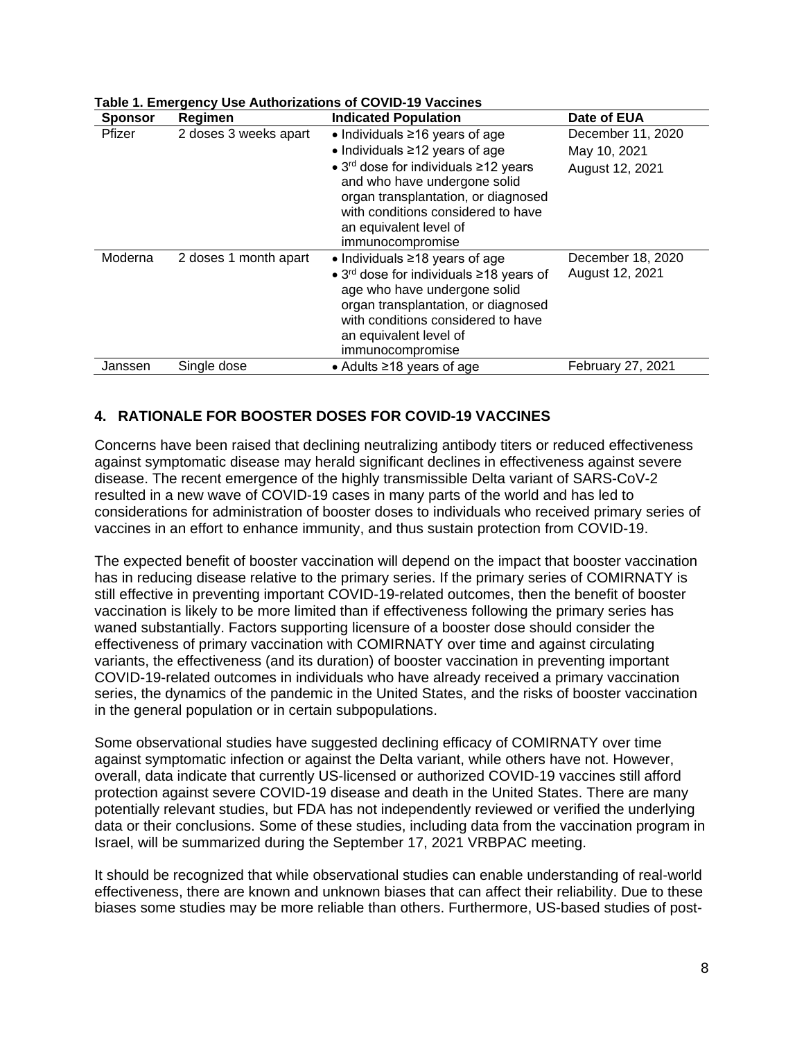**Table 1. Emergency Use Authorizations of COVID-19 Vaccines**

| Sponsor | Regimen | Indicated Population | Date of EUA |
|---|---|---|---|
| Pfizer | 2 doses 3 weeks apart | • Individuals ≥16 years of age<br>• Individuals ≥12 years of age<br>• 3rd dose for individuals ≥12 years and who have undergone solid organ transplantation, or diagnosed with conditions considered to have an equivalent level of immunocompromise | December 11, 2020<br>May 10, 2021<br>August 12, 2021 |
| Moderna | 2 doses 1 month apart | • Individuals ≥18 years of age<br>• 3rd dose for individuals ≥18 years of age who have undergone solid organ transplantation, or diagnosed with conditions considered to have an equivalent level of immunocompromise | December 18, 2020<br>August 12, 2021 |
| Janssen | Single dose | • Adults ≥18 years of age | February 27, 2021 |

## 4. RATIONALE FOR BOOSTER DOSES FOR COVID-19 VACCINES

Concerns have been raised that declining neutralizing antibody titers or reduced effectiveness against symptomatic disease may herald significant declines in effectiveness against severe disease. The recent emergence of the highly transmissible Delta variant of SARS-CoV-2 resulted in a new wave of COVID-19 cases in many parts of the world and has led to considerations for administration of booster doses to individuals who received primary series of vaccines in an effort to enhance immunity, and thus sustain protection from COVID-19.

The expected benefit of booster vaccination will depend on the impact that booster vaccination has in reducing disease relative to the primary series. If the primary series of COMIRNATY is still effective in preventing important COVID-19-related outcomes, then the benefit of booster vaccination is likely to be more limited than if effectiveness following the primary series has waned substantially. Factors supporting licensure of a booster dose should consider the effectiveness of primary vaccination with COMIRNATY over time and against circulating variants, the effectiveness (and its duration) of booster vaccination in preventing important COVID-19-related outcomes in individuals who have already received a primary vaccination series, the dynamics of the pandemic in the United States, and the risks of booster vaccination in the general population or in certain subpopulations.

Some observational studies have suggested declining efficacy of COMIRNATY over time against symptomatic infection or against the Delta variant, while others have not. However, overall, data indicate that currently US-licensed or authorized COVID-19 vaccines still afford protection against severe COVID-19 disease and death in the United States. There are many potentially relevant studies, but FDA has not independently reviewed or verified the underlying data or their conclusions. Some of these studies, including data from the vaccination program in Israel, will be summarized during the September 17, 2021 VRBPAC meeting.

It should be recognized that while observational studies can enable understanding of real-world effectiveness, there are known and unknown biases that can affect their reliability. Due to these biases some studies may be more reliable than others. Furthermore, US-based studies of post-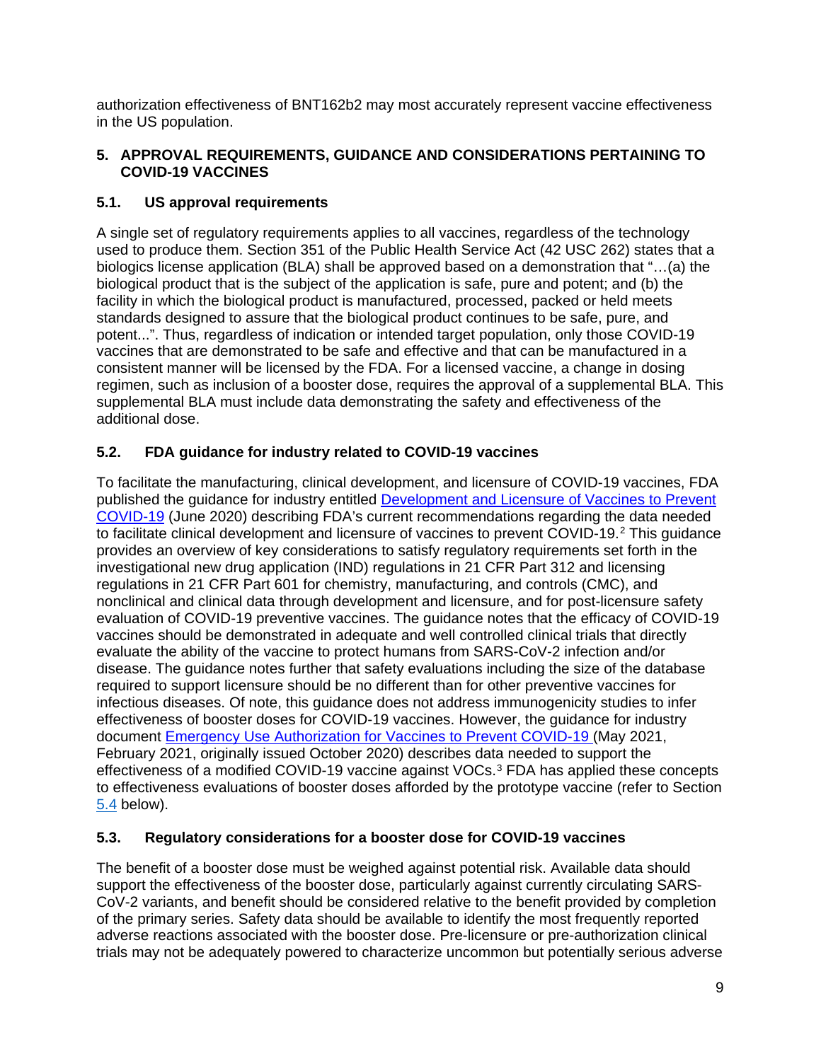authorization effectiveness of BNT162b2 may most accurately represent vaccine effectiveness in the US population.

## 5. APPROVAL REQUIREMENTS, GUIDANCE AND CONSIDERATIONS PERTAINING TO COVID-19 VACCINES

### 5.1. US approval requirements

A single set of regulatory requirements applies to all vaccines, regardless of the technology used to produce them. Section 351 of the Public Health Service Act (42 USC 262) states that a biologics license application (BLA) shall be approved based on a demonstration that "…(a) the biological product that is the subject of the application is safe, pure and potent; and (b) the facility in which the biological product is manufactured, processed, packed or held meets standards designed to assure that the biological product continues to be safe, pure, and potent...". Thus, regardless of indication or intended target population, only those COVID-19 vaccines that are demonstrated to be safe and effective and that can be manufactured in a consistent manner will be licensed by the FDA. For a licensed vaccine, a change in dosing regimen, such as inclusion of a booster dose, requires the approval of a supplemental BLA. This supplemental BLA must include data demonstrating the safety and effectiveness of the additional dose.

### 5.2. FDA guidance for industry related to COVID-19 vaccines

To facilitate the manufacturing, clinical development, and licensure of COVID-19 vaccines, FDA published the guidance for industry entitled Development and Licensure of Vaccines to Prevent COVID-19 (June 2020) describing FDA's current recommendations regarding the data needed to facilitate clinical development and licensure of vaccines to prevent COVID-19.[2] This guidance provides an overview of key considerations to satisfy regulatory requirements set forth in the investigational new drug application (IND) regulations in 21 CFR Part 312 and licensing regulations in 21 CFR Part 601 for chemistry, manufacturing, and controls (CMC), and nonclinical and clinical data through development and licensure, and for post-licensure safety evaluation of COVID-19 preventive vaccines. The guidance notes that the efficacy of COVID-19 vaccines should be demonstrated in adequate and well controlled clinical trials that directly evaluate the ability of the vaccine to protect humans from SARS-CoV-2 infection and/or disease. The guidance notes further that safety evaluations including the size of the database required to support licensure should be no different than for other preventive vaccines for infectious diseases. Of note, this guidance does not address immunogenicity studies to infer effectiveness of booster doses for COVID-19 vaccines. However, the guidance for industry document Emergency Use Authorization for Vaccines to Prevent COVID-19 (May 2021, February 2021, originally issued October 2020) describes data needed to support the effectiveness of a modified COVID-19 vaccine against VOCs.[3] FDA has applied these concepts to effectiveness evaluations of booster doses afforded by the prototype vaccine (refer to Section 5.4 below).

### 5.3. Regulatory considerations for a booster dose for COVID-19 vaccines

The benefit of a booster dose must be weighed against potential risk. Available data should support the effectiveness of the booster dose, particularly against currently circulating SARS-CoV-2 variants, and benefit should be considered relative to the benefit provided by completion of the primary series. Safety data should be available to identify the most frequently reported adverse reactions associated with the booster dose. Pre-licensure or pre-authorization clinical trials may not be adequately powered to characterize uncommon but potentially serious adverse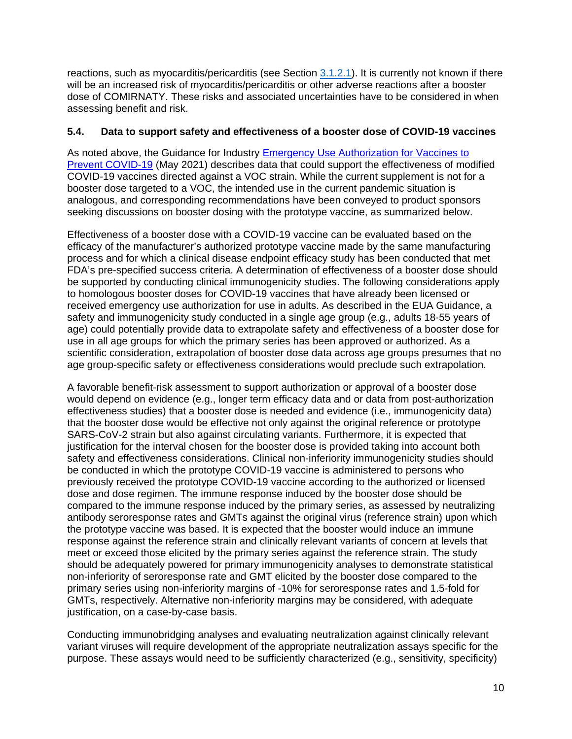reactions, such as myocarditis/pericarditis (see Section 3.1.2.1). It is currently not known if there will be an increased risk of myocarditis/pericarditis or other adverse reactions after a booster dose of COMIRNATY. These risks and associated uncertainties have to be considered in when assessing benefit and risk.

### 5.4. Data to support safety and effectiveness of a booster dose of COVID-19 vaccines

As noted above, the Guidance for Industry Emergency Use Authorization for Vaccines to Prevent COVID-19 (May 2021) describes data that could support the effectiveness of modified COVID-19 vaccines directed against a VOC strain. While the current supplement is not for a booster dose targeted to a VOC, the intended use in the current pandemic situation is analogous, and corresponding recommendations have been conveyed to product sponsors seeking discussions on booster dosing with the prototype vaccine, as summarized below.

Effectiveness of a booster dose with a COVID-19 vaccine can be evaluated based on the efficacy of the manufacturer's authorized prototype vaccine made by the same manufacturing process and for which a clinical disease endpoint efficacy study has been conducted that met FDA's pre-specified success criteria. A determination of effectiveness of a booster dose should be supported by conducting clinical immunogenicity studies. The following considerations apply to homologous booster doses for COVID-19 vaccines that have already been licensed or received emergency use authorization for use in adults. As described in the EUA Guidance, a safety and immunogenicity study conducted in a single age group (e.g., adults 18-55 years of age) could potentially provide data to extrapolate safety and effectiveness of a booster dose for use in all age groups for which the primary series has been approved or authorized. As a scientific consideration, extrapolation of booster dose data across age groups presumes that no age group-specific safety or effectiveness considerations would preclude such extrapolation.

A favorable benefit-risk assessment to support authorization or approval of a booster dose would depend on evidence (e.g., longer term efficacy data and or data from post-authorization effectiveness studies) that a booster dose is needed and evidence (i.e., immunogenicity data) that the booster dose would be effective not only against the original reference or prototype SARS-CoV-2 strain but also against circulating variants. Furthermore, it is expected that justification for the interval chosen for the booster dose is provided taking into account both safety and effectiveness considerations. Clinical non-inferiority immunogenicity studies should be conducted in which the prototype COVID-19 vaccine is administered to persons who previously received the prototype COVID-19 vaccine according to the authorized or licensed dose and dose regimen. The immune response induced by the booster dose should be compared to the immune response induced by the primary series, as assessed by neutralizing antibody seroresponse rates and GMTs against the original virus (reference strain) upon which the prototype vaccine was based. It is expected that the booster would induce an immune response against the reference strain and clinically relevant variants of concern at levels that meet or exceed those elicited by the primary series against the reference strain. The study should be adequately powered for primary immunogenicity analyses to demonstrate statistical non-inferiority of seroresponse rate and GMT elicited by the booster dose compared to the primary series using non-inferiority margins of -10% for seroresponse rates and 1.5-fold for GMTs, respectively. Alternative non-inferiority margins may be considered, with adequate justification, on a case-by-case basis.

Conducting immunobridging analyses and evaluating neutralization against clinically relevant variant viruses will require development of the appropriate neutralization assays specific for the purpose. These assays would need to be sufficiently characterized (e.g., sensitivity, specificity)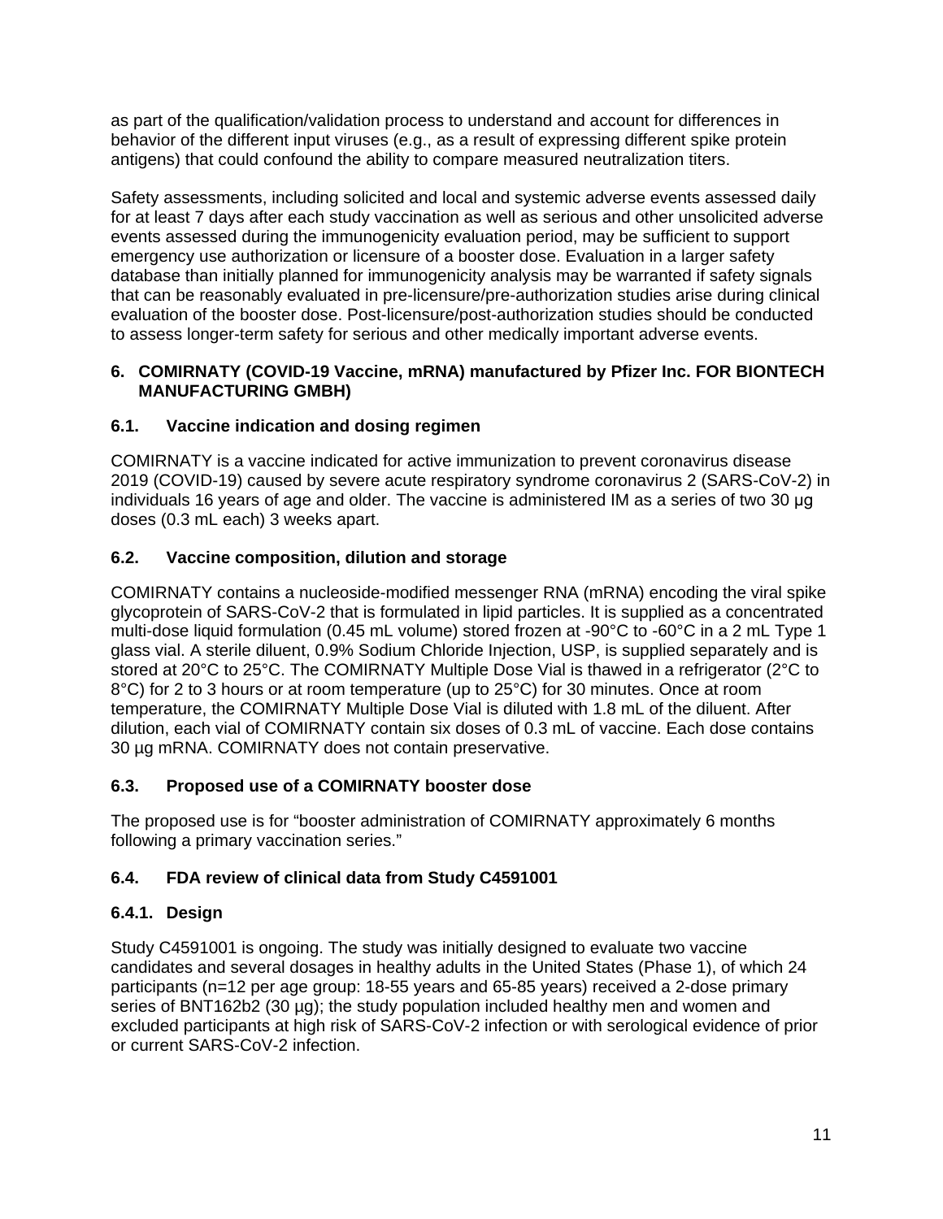as part of the qualification/validation process to understand and account for differences in behavior of the different input viruses (e.g., as a result of expressing different spike protein antigens) that could confound the ability to compare measured neutralization titers.

Safety assessments, including solicited and local and systemic adverse events assessed daily for at least 7 days after each study vaccination as well as serious and other unsolicited adverse events assessed during the immunogenicity evaluation period, may be sufficient to support emergency use authorization or licensure of a booster dose. Evaluation in a larger safety database than initially planned for immunogenicity analysis may be warranted if safety signals that can be reasonably evaluated in pre-licensure/pre-authorization studies arise during clinical evaluation of the booster dose. Post-licensure/post-authorization studies should be conducted to assess longer-term safety for serious and other medically important adverse events.

## 6. COMIRNATY (COVID-19 Vaccine, mRNA) manufactured by Pfizer Inc. FOR BIONTECH MANUFACTURING GMBH)

### 6.1. Vaccine indication and dosing regimen

COMIRNATY is a vaccine indicated for active immunization to prevent coronavirus disease 2019 (COVID-19) caused by severe acute respiratory syndrome coronavirus 2 (SARS-CoV-2) in individuals 16 years of age and older. The vaccine is administered IM as a series of two 30 µg doses (0.3 mL each) 3 weeks apart.

### 6.2. Vaccine composition, dilution and storage

COMIRNATY contains a nucleoside-modified messenger RNA (mRNA) encoding the viral spike glycoprotein of SARS-CoV-2 that is formulated in lipid particles. It is supplied as a concentrated multi-dose liquid formulation (0.45 mL volume) stored frozen at -90°C to -60°C in a 2 mL Type 1 glass vial. A sterile diluent, 0.9% Sodium Chloride Injection, USP, is supplied separately and is stored at 20°C to 25°C. The COMIRNATY Multiple Dose Vial is thawed in a refrigerator (2°C to 8°C) for 2 to 3 hours or at room temperature (up to 25°C) for 30 minutes. Once at room temperature, the COMIRNATY Multiple Dose Vial is diluted with 1.8 mL of the diluent. After dilution, each vial of COMIRNATY contain six doses of 0.3 mL of vaccine. Each dose contains 30 µg mRNA. COMIRNATY does not contain preservative.

### 6.3. Proposed use of a COMIRNATY booster dose

The proposed use is for "booster administration of COMIRNATY approximately 6 months following a primary vaccination series."

### 6.4. FDA review of clinical data from Study C4591001

#### 6.4.1. Design

Study C4591001 is ongoing. The study was initially designed to evaluate two vaccine candidates and several dosages in healthy adults in the United States (Phase 1), of which 24 participants (n=12 per age group: 18-55 years and 65-85 years) received a 2-dose primary series of BNT162b2 (30 µg); the study population included healthy men and women and excluded participants at high risk of SARS-CoV-2 infection or with serological evidence of prior or current SARS-CoV-2 infection.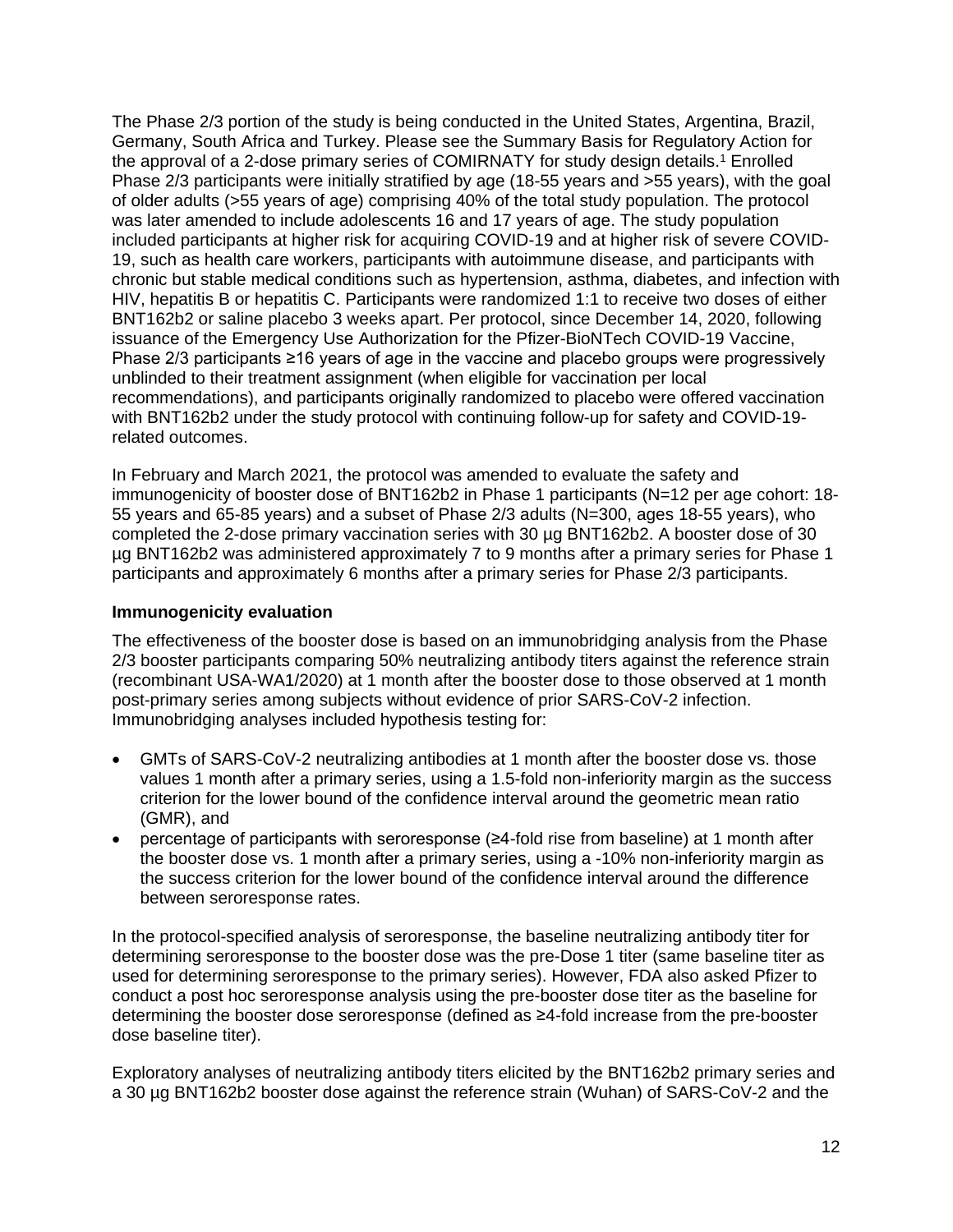The Phase 2/3 portion of the study is being conducted in the United States, Argentina, Brazil, Germany, South Africa and Turkey. Please see the Summary Basis for Regulatory Action for the approval of a 2-dose primary series of COMIRNATY for study design details.[1] Enrolled Phase 2/3 participants were initially stratified by age (18-55 years and >55 years), with the goal of older adults (>55 years of age) comprising 40% of the total study population. The protocol was later amended to include adolescents 16 and 17 years of age. The study population included participants at higher risk for acquiring COVID-19 and at higher risk of severe COVID-19, such as health care workers, participants with autoimmune disease, and participants with chronic but stable medical conditions such as hypertension, asthma, diabetes, and infection with HIV, hepatitis B or hepatitis C. Participants were randomized 1:1 to receive two doses of either BNT162b2 or saline placebo 3 weeks apart. Per protocol, since December 14, 2020, following issuance of the Emergency Use Authorization for the Pfizer-BioNTech COVID-19 Vaccine, Phase 2/3 participants ≥16 years of age in the vaccine and placebo groups were progressively unblinded to their treatment assignment (when eligible for vaccination per local recommendations), and participants originally randomized to placebo were offered vaccination with BNT162b2 under the study protocol with continuing follow-up for safety and COVID-19-related outcomes.

In February and March 2021, the protocol was amended to evaluate the safety and immunogenicity of booster dose of BNT162b2 in Phase 1 participants (N=12 per age cohort: 18-55 years and 65-85 years) and a subset of Phase 2/3 adults (N=300, ages 18-55 years), who completed the 2-dose primary vaccination series with 30 µg BNT162b2. A booster dose of 30 µg BNT162b2 was administered approximately 7 to 9 months after a primary series for Phase 1 participants and approximately 6 months after a primary series for Phase 2/3 participants.

### Immunogenicity evaluation

The effectiveness of the booster dose is based on an immunobridging analysis from the Phase 2/3 booster participants comparing 50% neutralizing antibody titers against the reference strain (recombinant USA-WA1/2020) at 1 month after the booster dose to those observed at 1 month post-primary series among subjects without evidence of prior SARS-CoV-2 infection. Immunobridging analyses included hypothesis testing for:

- GMTs of SARS-CoV-2 neutralizing antibodies at 1 month after the booster dose vs. those values 1 month after a primary series, using a 1.5-fold non-inferiority margin as the success criterion for the lower bound of the confidence interval around the geometric mean ratio (GMR), and
- percentage of participants with seroresponse (≥4-fold rise from baseline) at 1 month after the booster dose vs. 1 month after a primary series, using a -10% non-inferiority margin as the success criterion for the lower bound of the confidence interval around the difference between seroresponse rates.

In the protocol-specified analysis of seroresponse, the baseline neutralizing antibody titer for determining seroresponse to the booster dose was the pre-Dose 1 titer (same baseline titer as used for determining seroresponse to the primary series). However, FDA also asked Pfizer to conduct a post hoc seroresponse analysis using the pre-booster dose titer as the baseline for determining the booster dose seroresponse (defined as ≥4-fold increase from the pre-booster dose baseline titer).

Exploratory analyses of neutralizing antibody titers elicited by the BNT162b2 primary series and a 30 µg BNT162b2 booster dose against the reference strain (Wuhan) of SARS-CoV-2 and the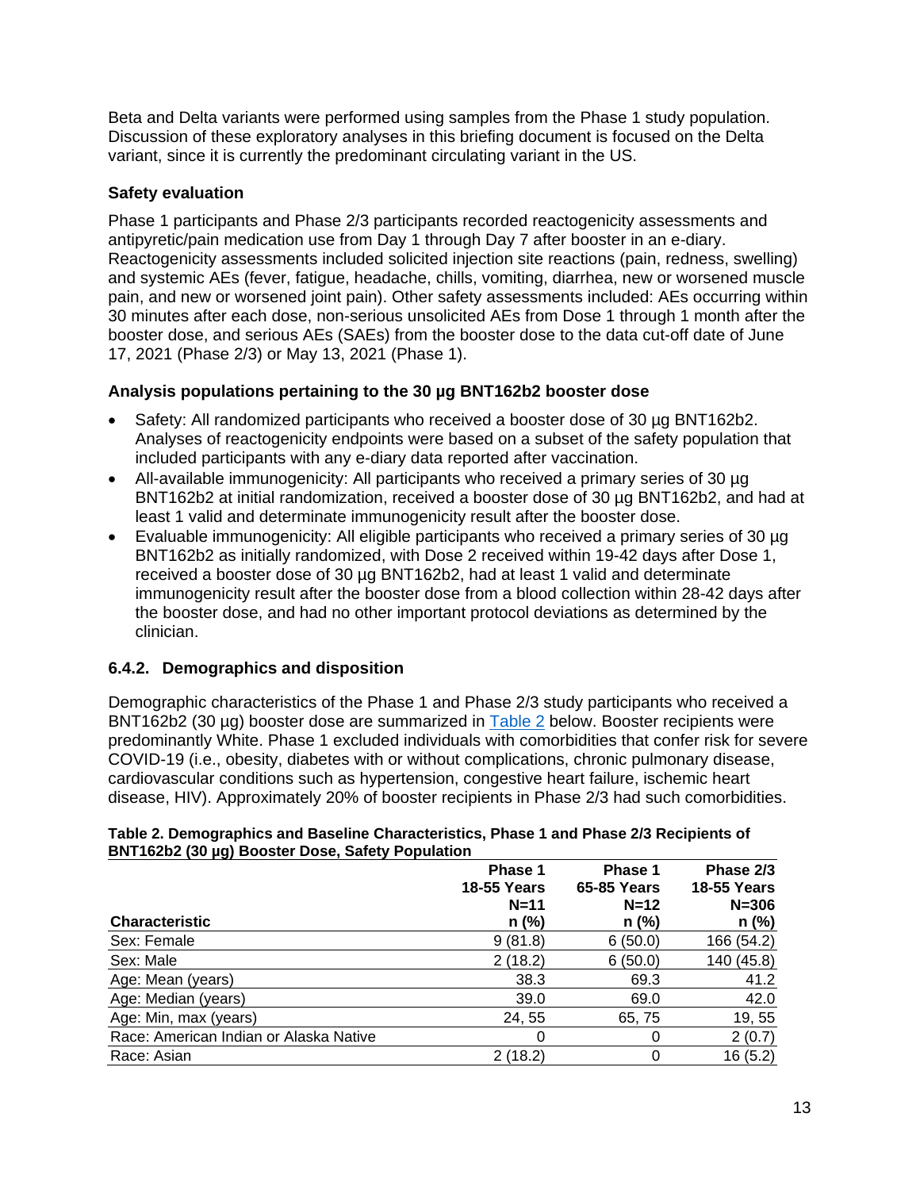Beta and Delta variants were performed using samples from the Phase 1 study population. Discussion of these exploratory analyses in this briefing document is focused on the Delta variant, since it is currently the predominant circulating variant in the US.

### Safety evaluation

Phase 1 participants and Phase 2/3 participants recorded reactogenicity assessments and antipyretic/pain medication use from Day 1 through Day 7 after booster in an e-diary. Reactogenicity assessments included solicited injection site reactions (pain, redness, swelling) and systemic AEs (fever, fatigue, headache, chills, vomiting, diarrhea, new or worsened muscle pain, and new or worsened joint pain). Other safety assessments included: AEs occurring within 30 minutes after each dose, non-serious unsolicited AEs from Dose 1 through 1 month after the booster dose, and serious AEs (SAEs) from the booster dose to the data cut-off date of June 17, 2021 (Phase 2/3) or May 13, 2021 (Phase 1).

### Analysis populations pertaining to the 30 µg BNT162b2 booster dose

- Safety: All randomized participants who received a booster dose of 30 µg BNT162b2. Analyses of reactogenicity endpoints were based on a subset of the safety population that included participants with any e-diary data reported after vaccination.
- All-available immunogenicity: All participants who received a primary series of 30 µg BNT162b2 at initial randomization, received a booster dose of 30 µg BNT162b2, and had at least 1 valid and determinate immunogenicity result after the booster dose.
- Evaluable immunogenicity: All eligible participants who received a primary series of 30 µg BNT162b2 as initially randomized, with Dose 2 received within 19-42 days after Dose 1, received a booster dose of 30 µg BNT162b2, had at least 1 valid and determinate immunogenicity result after the booster dose from a blood collection within 28-42 days after the booster dose, and had no other important protocol deviations as determined by the clinician.

### 6.4.2. Demographics and disposition

Demographic characteristics of the Phase 1 and Phase 2/3 study participants who received a BNT162b2 (30 µg) booster dose are summarized in Table 2 below. Booster recipients were predominantly White. Phase 1 excluded individuals with comorbidities that confer risk for severe COVID-19 (i.e., obesity, diabetes with or without complications, chronic pulmonary disease, cardiovascular conditions such as hypertension, congestive heart failure, ischemic heart disease, HIV). Approximately 20% of booster recipients in Phase 2/3 had such comorbidities.

**Table 2. Demographics and Baseline Characteristics, Phase 1 and Phase 2/3 Recipients of BNT162b2 (30 µg) Booster Dose, Safety Population**

| Characteristic | Phase 1 18-55 Years N=11 n (%) | Phase 1 65-85 Years N=12 n (%) | Phase 2/3 18-55 Years N=306 n (%) |
|---|---|---|---|
| Sex: Female | 9 (81.8) | 6 (50.0) | 166 (54.2) |
| Sex: Male | 2 (18.2) | 6 (50.0) | 140 (45.8) |
| Age: Mean (years) | 38.3 | 69.3 | 41.2 |
| Age: Median (years) | 39.0 | 69.0 | 42.0 |
| Age: Min, max (years) | 24, 55 | 65, 75 | 19, 55 |
| Race: American Indian or Alaska Native | 0 | 0 | 2 (0.7) |
| Race: Asian | 2 (18.2) | 0 | 16 (5.2) |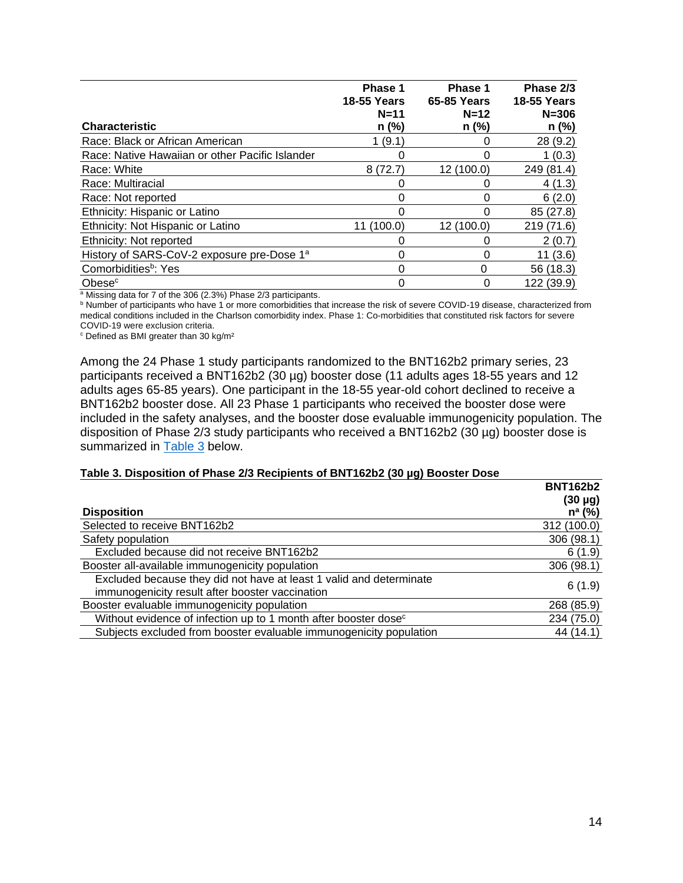| Characteristic | Phase 1 18-55 Years N=11 n (%) | Phase 1 65-85 Years N=12 n (%) | Phase 2/3 18-55 Years N=306 n (%) |
|---|---|---|---|
| Race: Black or African American | 1 (9.1) | 0 | 28 (9.2) |
| Race: Native Hawaiian or other Pacific Islander | 0 | 0 | 1 (0.3) |
| Race: White | 8 (72.7) | 12 (100.0) | 249 (81.4) |
| Race: Multiracial | 0 | 0 | 4 (1.3) |
| Race: Not reported | 0 | 0 | 6 (2.0) |
| Ethnicity: Hispanic or Latino | 0 | 0 | 85 (27.8) |
| Ethnicity: Not Hispanic or Latino | 11 (100.0) | 12 (100.0) | 219 (71.6) |
| Ethnicity: Not reported | 0 | 0 | 2 (0.7) |
| History of SARS-CoV-2 exposure pre-Dose 1[a] | 0 | 0 | 11 (3.6) |
| Comorbidities[b]: Yes | 0 | 0 | 56 (18.3) |
| Obese[c] | 0 | 0 | 122 (39.9) |

[a] Missing data for 7 of the 306 (2.3%) Phase 2/3 participants.
[b] Number of participants who have 1 or more comorbidities that increase the risk of severe COVID-19 disease, characterized from medical conditions included in the Charlson comorbidity index. Phase 1: Co-morbidities that constituted risk factors for severe COVID-19 were exclusion criteria.
[c] Defined as BMI greater than 30 kg/m²

Among the 24 Phase 1 study participants randomized to the BNT162b2 primary series, 23 participants received a BNT162b2 (30 µg) booster dose (11 adults ages 18-55 years and 12 adults ages 65-85 years). One participant in the 18-55 year-old cohort declined to receive a BNT162b2 booster dose. All 23 Phase 1 participants who received the booster dose were included in the safety analyses, and the booster dose evaluable immunogenicity population. The disposition of Phase 2/3 study participants who received a BNT162b2 (30 µg) booster dose is summarized in Table 3 below.

**Table 3. Disposition of Phase 2/3 Recipients of BNT162b2 (30 µg) Booster Dose**

| Disposition | BNT162b2 (30 µg) n[a] (%) |
|---|---|
| Selected to receive BNT162b2 | 312 (100.0) |
| Safety population | 306 (98.1) |
| Excluded because did not receive BNT162b2 | 6 (1.9) |
| Booster all-available immunogenicity population | 306 (98.1) |
| Excluded because they did not have at least 1 valid and determinate immunogenicity result after booster vaccination | 6 (1.9) |
| Booster evaluable immunogenicity population | 268 (85.9) |
| Without evidence of infection up to 1 month after booster dose[c] | 234 (75.0) |
| Subjects excluded from booster evaluable immunogenicity population | 44 (14.1) |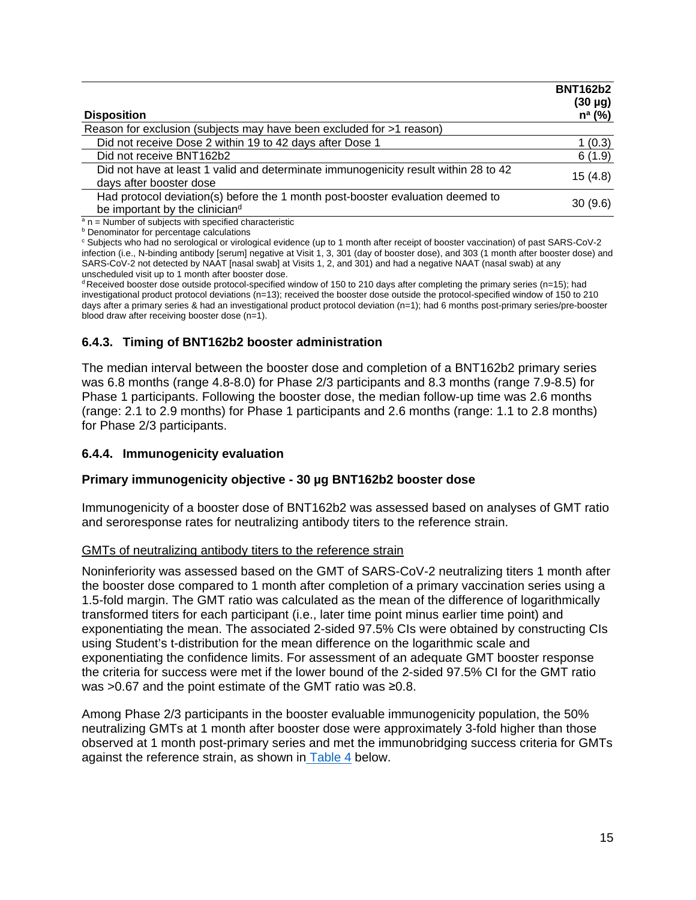| Disposition | BNT162b2 (30 µg) n[a] (%) |
|---|---|
| Reason for exclusion (subjects may have been excluded for >1 reason) | |
| Did not receive Dose 2 within 19 to 42 days after Dose 1 | 1 (0.3) |
| Did not receive BNT162b2 | 6 (1.9) |
| Did not have at least 1 valid and determinate immunogenicity result within 28 to 42 days after booster dose | 15 (4.8) |
| Had protocol deviation(s) before the 1 month post-booster evaluation deemed to be important by the clinician[d] | 30 (9.6) |

[a] n = Number of subjects with specified characteristic
[b] Denominator for percentage calculations
[c] Subjects who had no serological or virological evidence (up to 1 month after receipt of booster vaccination) of past SARS-CoV-2 infection (i.e., N-binding antibody [serum] negative at Visit 1, 3, 301 (day of booster dose), and 303 (1 month after booster dose) and SARS-CoV-2 not detected by NAAT [nasal swab] at Visits 1, 2, and 301) and had a negative NAAT (nasal swab) at any unscheduled visit up to 1 month after booster dose.
[d] Received booster dose outside protocol-specified window of 150 to 210 days after completing the primary series (n=15); had investigational product protocol deviations (n=13); received the booster dose outside the protocol-specified window of 150 to 210 days after a primary series & had an investigational product protocol deviation (n=1); had 6 months post-primary series/pre-booster blood draw after receiving booster dose (n=1).

### 6.4.3. Timing of BNT162b2 booster administration

The median interval between the booster dose and completion of a BNT162b2 primary series was 6.8 months (range 4.8-8.0) for Phase 2/3 participants and 8.3 months (range 7.9-8.5) for Phase 1 participants. Following the booster dose, the median follow-up time was 2.6 months (range: 2.1 to 2.9 months) for Phase 1 participants and 2.6 months (range: 1.1 to 2.8 months) for Phase 2/3 participants.

### 6.4.4. Immunogenicity evaluation

**Primary immunogenicity objective - 30 µg BNT162b2 booster dose**

Immunogenicity of a booster dose of BNT162b2 was assessed based on analyses of GMT ratio and seroresponse rates for neutralizing antibody titers to the reference strain.

GMTs of neutralizing antibody titers to the reference strain

Noninferiority was assessed based on the GMT of SARS-CoV-2 neutralizing titers 1 month after the booster dose compared to 1 month after completion of a primary vaccination series using a 1.5-fold margin. The GMT ratio was calculated as the mean of the difference of logarithmically transformed titers for each participant (i.e., later time point minus earlier time point) and exponentiating the mean. The associated 2-sided 97.5% CIs were obtained by constructing CIs using Student's t-distribution for the mean difference on the logarithmic scale and exponentiating the confidence limits. For assessment of an adequate GMT booster response the criteria for success were met if the lower bound of the 2-sided 97.5% CI for the GMT ratio was >0.67 and the point estimate of the GMT ratio was ≥0.8.

Among Phase 2/3 participants in the booster evaluable immunogenicity population, the 50% neutralizing GMTs at 1 month after booster dose were approximately 3-fold higher than those observed at 1 month post-primary series and met the immunobridging success criteria for GMTs against the reference strain, as shown in Table 4 below.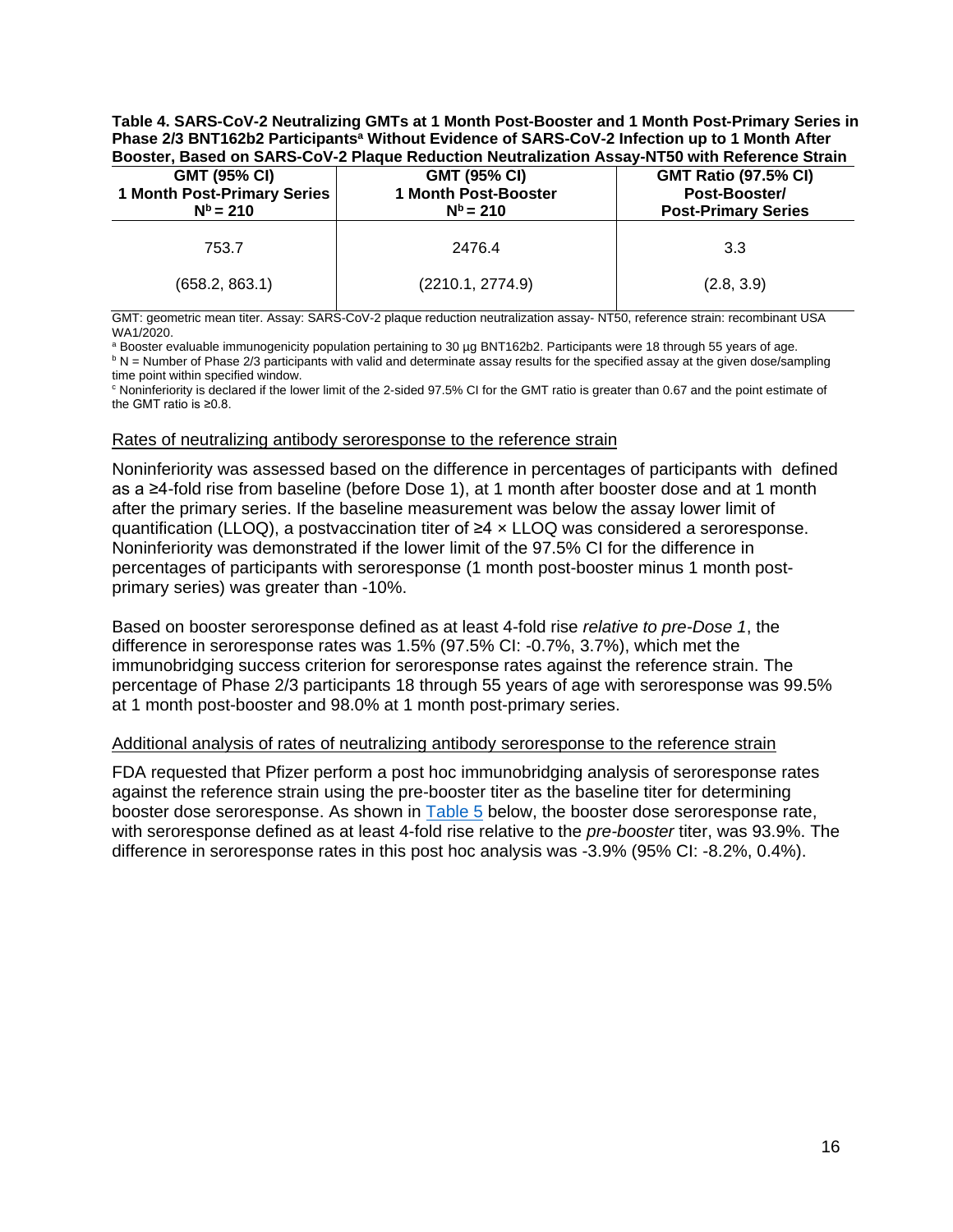**Table 4. SARS-CoV-2 Neutralizing GMTs at 1 Month Post-Booster and 1 Month Post-Primary Series in Phase 2/3 BNT162b2 Participants[a] Without Evidence of SARS-CoV-2 Infection up to 1 Month After Booster, Based on SARS-CoV-2 Plaque Reduction Neutralization Assay-NT50 with Reference Strain**

| GMT (95% CI) 1 Month Post-Primary Series N[b] = 210 | GMT (95% CI) 1 Month Post-Booster N[b] = 210 | GMT Ratio (97.5% CI) Post-Booster/ Post-Primary Series |
|---|---|---|
| 753.7 (658.2, 863.1) | 2476.4 (2210.1, 2774.9) | 3.3 (2.8, 3.9) |

GMT: geometric mean titer. Assay: SARS-CoV-2 plaque reduction neutralization assay- NT50, reference strain: recombinant USA WA1/2020.

[a] Booster evaluable immunogenicity population pertaining to 30 µg BNT162b2. Participants were 18 through 55 years of age.

[b] N = Number of Phase 2/3 participants with valid and determinate assay results for the specified assay at the given dose/sampling time point within specified window.

[c] Noninferiority is declared if the lower limit of the 2-sided 97.5% CI for the GMT ratio is greater than 0.67 and the point estimate of the GMT ratio is ≥0.8.

Rates of neutralizing antibody seroresponse to the reference strain

Noninferiority was assessed based on the difference in percentages of participants with defined as a ≥4-fold rise from baseline (before Dose 1), at 1 month after booster dose and at 1 month after the primary series. If the baseline measurement was below the assay lower limit of quantification (LLOQ), a postvaccination titer of ≥4 × LLOQ was considered a seroresponse. Noninferiority was demonstrated if the lower limit of the 97.5% CI for the difference in percentages of participants with seroresponse (1 month post-booster minus 1 month post-primary series) was greater than -10%.

Based on booster seroresponse defined as at least 4-fold rise *relative to pre-Dose 1*, the difference in seroresponse rates was 1.5% (97.5% CI: -0.7%, 3.7%), which met the immunobridging success criterion for seroresponse rates against the reference strain. The percentage of Phase 2/3 participants 18 through 55 years of age with seroresponse was 99.5% at 1 month post-booster and 98.0% at 1 month post-primary series.

Additional analysis of rates of neutralizing antibody seroresponse to the reference strain

FDA requested that Pfizer perform a post hoc immunobridging analysis of seroresponse rates against the reference strain using the pre-booster titer as the baseline titer for determining booster dose seroresponse. As shown in Table 5 below, the booster dose seroresponse rate, with seroresponse defined as at least 4-fold rise relative to the *pre-booster* titer, was 93.9%. The difference in seroresponse rates in this post hoc analysis was -3.9% (95% CI: -8.2%, 0.4%).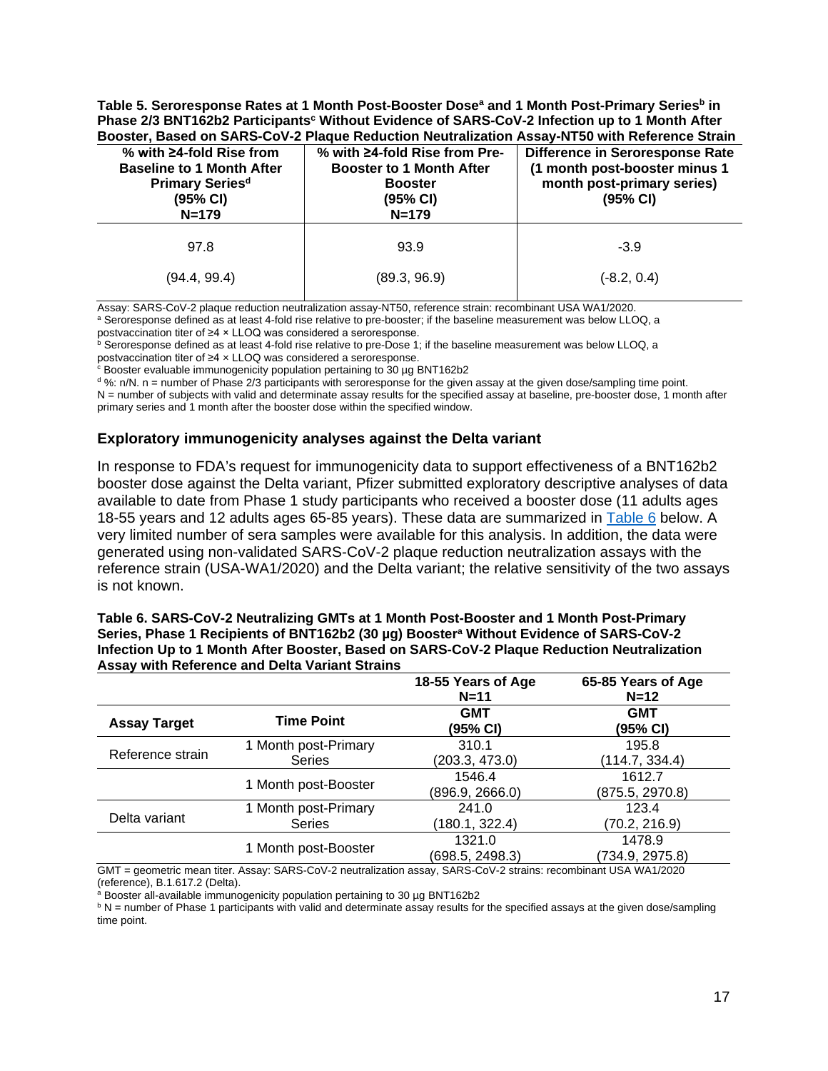**Table 5. Seroresponse Rates at 1 Month Post-Booster Dose[a] and 1 Month Post-Primary Series[b] in Phase 2/3 BNT162b2 Participants[c] Without Evidence of SARS-CoV-2 Infection up to 1 Month After Booster, Based on SARS-CoV-2 Plaque Reduction Neutralization Assay-NT50 with Reference Strain**

| % with ≥4-fold Rise from Baseline to 1 Month After Primary Series[d] (95% CI) N=179 | % with ≥4-fold Rise from Pre-Booster to 1 Month After Booster (95% CI) N=179 | Difference in Seroresponse Rate (1 month post-booster minus 1 month post-primary series) (95% CI) |
|---|---|---|
| 97.8 (94.4, 99.4) | 93.9 (89.3, 96.9) | -3.9 (-8.2, 0.4) |

Assay: SARS-CoV-2 plaque reduction neutralization assay-NT50, reference strain: recombinant USA WA1/2020.
[a] Seroresponse defined as at least 4-fold rise relative to pre-booster; if the baseline measurement was below LLOQ, a postvaccination titer of ≥4 × LLOQ was considered a seroresponse.
[b] Seroresponse defined as at least 4-fold rise relative to pre-Dose 1; if the baseline measurement was below LLOQ, a postvaccination titer of ≥4 × LLOQ was considered a seroresponse.
[c] Booster evaluable immunogenicity population pertaining to 30 µg BNT162b2
[d] %: n/N. n = number of Phase 2/3 participants with seroresponse for the given assay at the given dose/sampling time point.
N = number of subjects with valid and determinate assay results for the specified assay at baseline, pre-booster dose, 1 month after primary series and 1 month after the booster dose within the specified window.

### Exploratory immunogenicity analyses against the Delta variant

In response to FDA's request for immunogenicity data to support effectiveness of a BNT162b2 booster dose against the Delta variant, Pfizer submitted exploratory descriptive analyses of data available to date from Phase 1 study participants who received a booster dose (11 adults ages 18-55 years and 12 adults ages 65-85 years). These data are summarized in Table 6 below. A very limited number of sera samples were available for this analysis. In addition, the data were generated using non-validated SARS-CoV-2 plaque reduction neutralization assays with the reference strain (USA-WA1/2020) and the Delta variant; the relative sensitivity of the two assays is not known.

**Table 6. SARS-CoV-2 Neutralizing GMTs at 1 Month Post-Booster and 1 Month Post-Primary Series, Phase 1 Recipients of BNT162b2 (30 µg) Booster[a] Without Evidence of SARS-CoV-2 Infection Up to 1 Month After Booster, Based on SARS-CoV-2 Plaque Reduction Neutralization Assay with Reference and Delta Variant Strains**

| | | 18-55 Years of Age N=11 | 65-85 Years of Age N=12 |
|---|---|---|---|
| **Assay Target** | **Time Point** | **GMT (95% CI)** | **GMT (95% CI)** |
| Reference strain | 1 Month post-Primary Series | 310.1 (203.3, 473.0) | 195.8 (114.7, 334.4) |
| | 1 Month post-Booster | 1546.4 (896.9, 2666.0) | 1612.7 (875.5, 2970.8) |
| Delta variant | 1 Month post-Primary Series | 241.0 (180.1, 322.4) | 123.4 (70.2, 216.9) |
| | 1 Month post-Booster | 1321.0 (698.5, 2498.3) | 1478.9 (734.9, 2975.8) |

GMT = geometric mean titer. Assay: SARS-CoV-2 neutralization assay, SARS-CoV-2 strains: recombinant USA WA1/2020 (reference), B.1.617.2 (Delta).
[a] Booster all-available immunogenicity population pertaining to 30 µg BNT162b2
[b] N = number of Phase 1 participants with valid and determinate assay results for the specified assays at the given dose/sampling time point.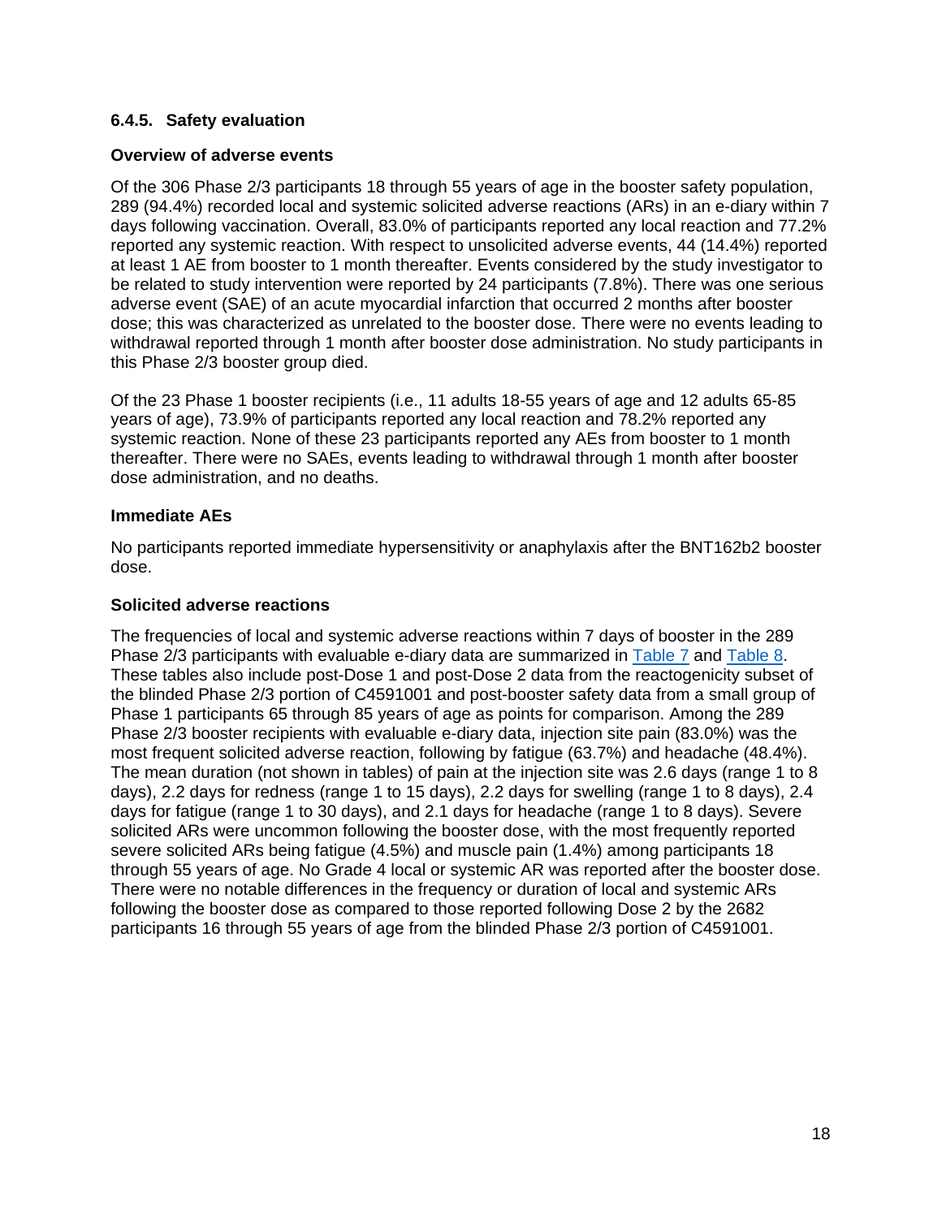### 6.4.5. Safety evaluation

#### Overview of adverse events

Of the 306 Phase 2/3 participants 18 through 55 years of age in the booster safety population, 289 (94.4%) recorded local and systemic solicited adverse reactions (ARs) in an e-diary within 7 days following vaccination. Overall, 83.0% of participants reported any local reaction and 77.2% reported any systemic reaction. With respect to unsolicited adverse events, 44 (14.4%) reported at least 1 AE from booster to 1 month thereafter. Events considered by the study investigator to be related to study intervention were reported by 24 participants (7.8%). There was one serious adverse event (SAE) of an acute myocardial infarction that occurred 2 months after booster dose; this was characterized as unrelated to the booster dose. There were no events leading to withdrawal reported through 1 month after booster dose administration. No study participants in this Phase 2/3 booster group died.

Of the 23 Phase 1 booster recipients (i.e., 11 adults 18-55 years of age and 12 adults 65-85 years of age), 73.9% of participants reported any local reaction and 78.2% reported any systemic reaction. None of these 23 participants reported any AEs from booster to 1 month thereafter. There were no SAEs, events leading to withdrawal through 1 month after booster dose administration, and no deaths.

#### Immediate AEs

No participants reported immediate hypersensitivity or anaphylaxis after the BNT162b2 booster dose.

#### Solicited adverse reactions

The frequencies of local and systemic adverse reactions within 7 days of booster in the 289 Phase 2/3 participants with evaluable e-diary data are summarized in Table 7 and Table 8. These tables also include post-Dose 1 and post-Dose 2 data from the reactogenicity subset of the blinded Phase 2/3 portion of C4591001 and post-booster safety data from a small group of Phase 1 participants 65 through 85 years of age as points for comparison. Among the 289 Phase 2/3 booster recipients with evaluable e-diary data, injection site pain (83.0%) was the most frequent solicited adverse reaction, following by fatigue (63.7%) and headache (48.4%). The mean duration (not shown in tables) of pain at the injection site was 2.6 days (range 1 to 8 days), 2.2 days for redness (range 1 to 15 days), 2.2 days for swelling (range 1 to 8 days), 2.4 days for fatigue (range 1 to 30 days), and 2.1 days for headache (range 1 to 8 days). Severe solicited ARs were uncommon following the booster dose, with the most frequently reported severe solicited ARs being fatigue (4.5%) and muscle pain (1.4%) among participants 18 through 55 years of age. No Grade 4 local or systemic AR was reported after the booster dose. There were no notable differences in the frequency or duration of local and systemic ARs following the booster dose as compared to those reported following Dose 2 by the 2682 participants 16 through 55 years of age from the blinded Phase 2/3 portion of C4591001.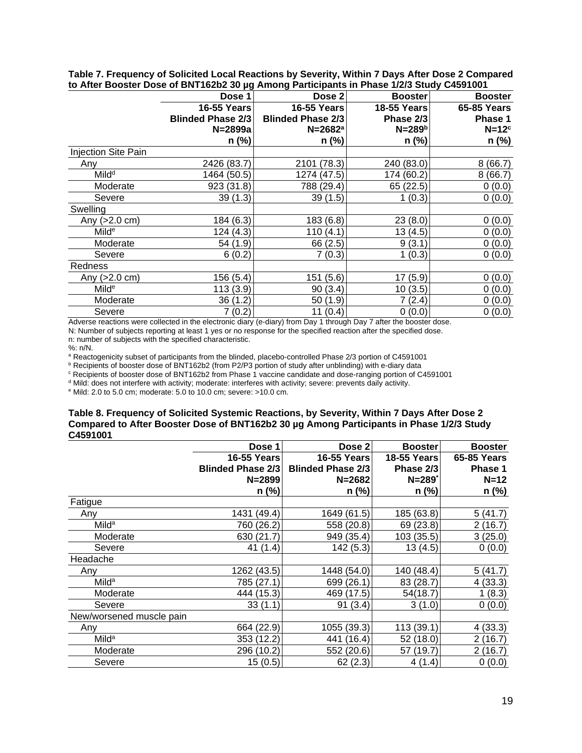**Table 7. Frequency of Solicited Local Reactions by Severity, Within 7 Days After Dose 2 Compared to After Booster Dose of BNT162b2 30 µg Among Participants in Phase 1/2/3 Study C4591001**

| | Dose 1 | Dose 2 | Booster | Booster |
|---|---|---|---|---|
| | 16-55 Years Blinded Phase 2/3 N=2899a n (%) | 16-55 Years Blinded Phase 2/3 N=2682[a] n (%) | 18-55 Years Phase 2/3 N=289[b] n (%) | 65-85 Years Phase 1 N=12[c] n (%) |
| Injection Site Pain | | | | |
| Any | 2426 (83.7) | 2101 (78.3) | 240 (83.0) | 8 (66.7) |
| Mild[d] | 1464 (50.5) | 1274 (47.5) | 174 (60.2) | 8 (66.7) |
| Moderate | 923 (31.8) | 788 (29.4) | 65 (22.5) | 0 (0.0) |
| Severe | 39 (1.3) | 39 (1.5) | 1 (0.3) | 0 (0.0) |
| Swelling | | | | |
| Any (>2.0 cm) | 184 (6.3) | 183 (6.8) | 23 (8.0) | 0 (0.0) |
| Mild[e] | 124 (4.3) | 110 (4.1) | 13 (4.5) | 0 (0.0) |
| Moderate | 54 (1.9) | 66 (2.5) | 9 (3.1) | 0 (0.0) |
| Severe | 6 (0.2) | 7 (0.3) | 1 (0.3) | 0 (0.0) |
| Redness | | | | |
| Any (>2.0 cm) | 156 (5.4) | 151 (5.6) | 17 (5.9) | 0 (0.0) |
| Mild[e] | 113 (3.9) | 90 (3.4) | 10 (3.5) | 0 (0.0) |
| Moderate | 36 (1.2) | 50 (1.9) | 7 (2.4) | 0 (0.0) |
| Severe | 7 (0.2) | 11 (0.4) | 0 (0.0) | 0 (0.0) |

Adverse reactions were collected in the electronic diary (e-diary) from Day 1 through Day 7 after the booster dose.
N: Number of subjects reporting at least 1 yes or no response for the specified reaction after the specified dose.
n: number of subjects with the specified characteristic.
%: n/N.
[a] Reactogenicity subset of participants from the blinded, placebo-controlled Phase 2/3 portion of C4591001
[b] Recipients of booster dose of BNT162b2 (from P2/P3 portion of study after unblinding) with e-diary data
[c] Recipients of booster dose of BNT162b2 from Phase 1 vaccine candidate and dose-ranging portion of C4591001
[d] Mild: does not interfere with activity; moderate: interferes with activity; severe: prevents daily activity.
[e] Mild: 2.0 to 5.0 cm; moderate: 5.0 to 10.0 cm; severe: >10.0 cm.

**Table 8. Frequency of Solicited Systemic Reactions, by Severity, Within 7 Days After Dose 2 Compared to After Booster Dose of BNT162b2 30 µg Among Participants in Phase 1/2/3 Study C4591001**

| | Dose 1 | Dose 2 | Booster | Booster |
|---|---|---|---|---|
| | 16-55 Years Blinded Phase 2/3 N=2899 n (%) | 16-55 Years Blinded Phase 2/3 N=2682 n (%) | 18-55 Years Phase 2/3 N=289* n (%) | 65-85 Years Phase 1 N=12 n (%) |
| Fatigue | | | | |
| Any | 1431 (49.4) | 1649 (61.5) | 185 (63.8) | 5 (41.7) |
| Mild[a] | 760 (26.2) | 558 (20.8) | 69 (23.8) | 2 (16.7) |
| Moderate | 630 (21.7) | 949 (35.4) | 103 (35.5) | 3 (25.0) |
| Severe | 41 (1.4) | 142 (5.3) | 13 (4.5) | 0 (0.0) |
| Headache | | | | |
| Any | 1262 (43.5) | 1448 (54.0) | 140 (48.4) | 5 (41.7) |
| Mild[a] | 785 (27.1) | 699 (26.1) | 83 (28.7) | 4 (33.3) |
| Moderate | 444 (15.3) | 469 (17.5) | 54(18.7) | 1 (8.3) |
| Severe | 33 (1.1) | 91 (3.4) | 3 (1.0) | 0 (0.0) |
| New/worsened muscle pain | | | | |
| Any | 664 (22.9) | 1055 (39.3) | 113 (39.1) | 4 (33.3) |
| Mild[a] | 353 (12.2) | 441 (16.4) | 52 (18.0) | 2 (16.7) |
| Moderate | 296 (10.2) | 552 (20.6) | 57 (19.7) | 2 (16.7) |
| Severe | 15 (0.5) | 62 (2.3) | 4 (1.4) | 0 (0.0) |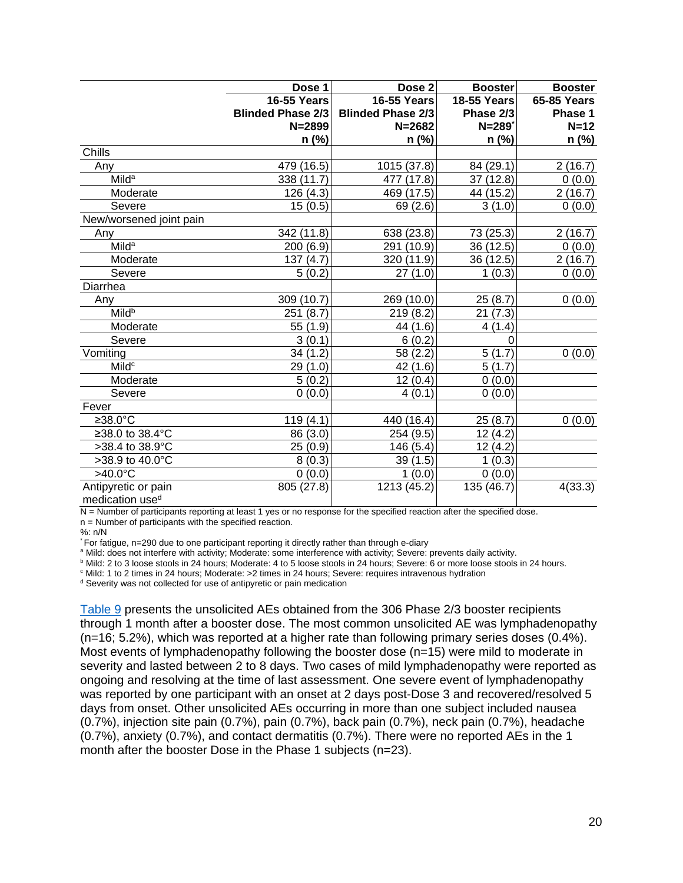| | Dose 1 16-55 Years Blinded Phase 2/3 N=2899 n (%) | Dose 2 16-55 Years Blinded Phase 2/3 N=2682 n (%) | Booster 18-55 Years Phase 2/3 N=289* n (%) | Booster 65-85 Years Phase 1 N=12 n (%) |
|---|---|---|---|---|
| Chills | | | | |
| Any | 479 (16.5) | 1015 (37.8) | 84 (29.1) | 2 (16.7) |
| Mild[a] | 338 (11.7) | 477 (17.8) | 37 (12.8) | 0 (0.0) |
| Moderate | 126 (4.3) | 469 (17.5) | 44 (15.2) | 2 (16.7) |
| Severe | 15 (0.5) | 69 (2.6) | 3 (1.0) | 0 (0.0) |
| New/worsened joint pain | | | | |
| Any | 342 (11.8) | 638 (23.8) | 73 (25.3) | 2 (16.7) |
| Mild[a] | 200 (6.9) | 291 (10.9) | 36 (12.5) | 0 (0.0) |
| Moderate | 137 (4.7) | 320 (11.9) | 36 (12.5) | 2 (16.7) |
| Severe | 5 (0.2) | 27 (1.0) | 1 (0.3) | 0 (0.0) |
| Diarrhea | | | | |
| Any | 309 (10.7) | 269 (10.0) | 25 (8.7) | 0 (0.0) |
| Mild[b] | 251 (8.7) | 219 (8.2) | 21 (7.3) | |
| Moderate | 55 (1.9) | 44 (1.6) | 4 (1.4) | |
| Severe | 3 (0.1) | 6 (0.2) | 0 | |
| Vomiting | 34 (1.2) | 58 (2.2) | 5 (1.7) | 0 (0.0) |
| Mild[c] | 29 (1.0) | 42 (1.6) | 5 (1.7) | |
| Moderate | 5 (0.2) | 12 (0.4) | 0 (0.0) | |
| Severe | 0 (0.0) | 4 (0.1) | 0 (0.0) | |
| Fever | | | | |
| ≥38.0°C | 119 (4.1) | 440 (16.4) | 25 (8.7) | 0 (0.0) |
| ≥38.0 to 38.4°C | 86 (3.0) | 254 (9.5) | 12 (4.2) | |
| >38.4 to 38.9°C | 25 (0.9) | 146 (5.4) | 12 (4.2) | |
| >38.9 to 40.0°C | 8 (0.3) | 39 (1.5) | 1 (0.3) | |
| >40.0°C | 0 (0.0) | 1 (0.0) | 0 (0.0) | |
| Antipyretic or pain medication used[d] | 805 (27.8) | 1213 (45.2) | 135 (46.7) | 4(33.3) |

N = Number of participants reporting at least 1 yes or no response for the specified reaction after the specified dose.
n = Number of participants with the specified reaction.
%: n/N
* For fatigue, n=290 due to one participant reporting it directly rather than through e-diary
[a] Mild: does not interfere with activity; Moderate: some interference with activity; Severe: prevents daily activity.
[b] Mild: 2 to 3 loose stools in 24 hours; Moderate: 4 to 5 loose stools in 24 hours; Severe: 6 or more loose stools in 24 hours.
[c] Mild: 1 to 2 times in 24 hours; Moderate: >2 times in 24 hours; Severe: requires intravenous hydration
[d] Severity was not collected for use of antipyretic or pain medication

Table 9 presents the unsolicited AEs obtained from the 306 Phase 2/3 booster recipients through 1 month after a booster dose. The most common unsolicited AE was lymphadenopathy (n=16; 5.2%), which was reported at a higher rate than following primary series doses (0.4%). Most events of lymphadenopathy following the booster dose (n=15) were mild to moderate in severity and lasted between 2 to 8 days. Two cases of mild lymphadenopathy were reported as ongoing and resolving at the time of last assessment. One severe event of lymphadenopathy was reported by one participant with an onset at 2 days post-Dose 3 and recovered/resolved 5 days from onset. Other unsolicited AEs occurring in more than one subject included nausea (0.7%), injection site pain (0.7%), pain (0.7%), back pain (0.7%), neck pain (0.7%), headache (0.7%), anxiety (0.7%), and contact dermatitis (0.7%). There were no reported AEs in the 1 month after the booster Dose in the Phase 1 subjects (n=23).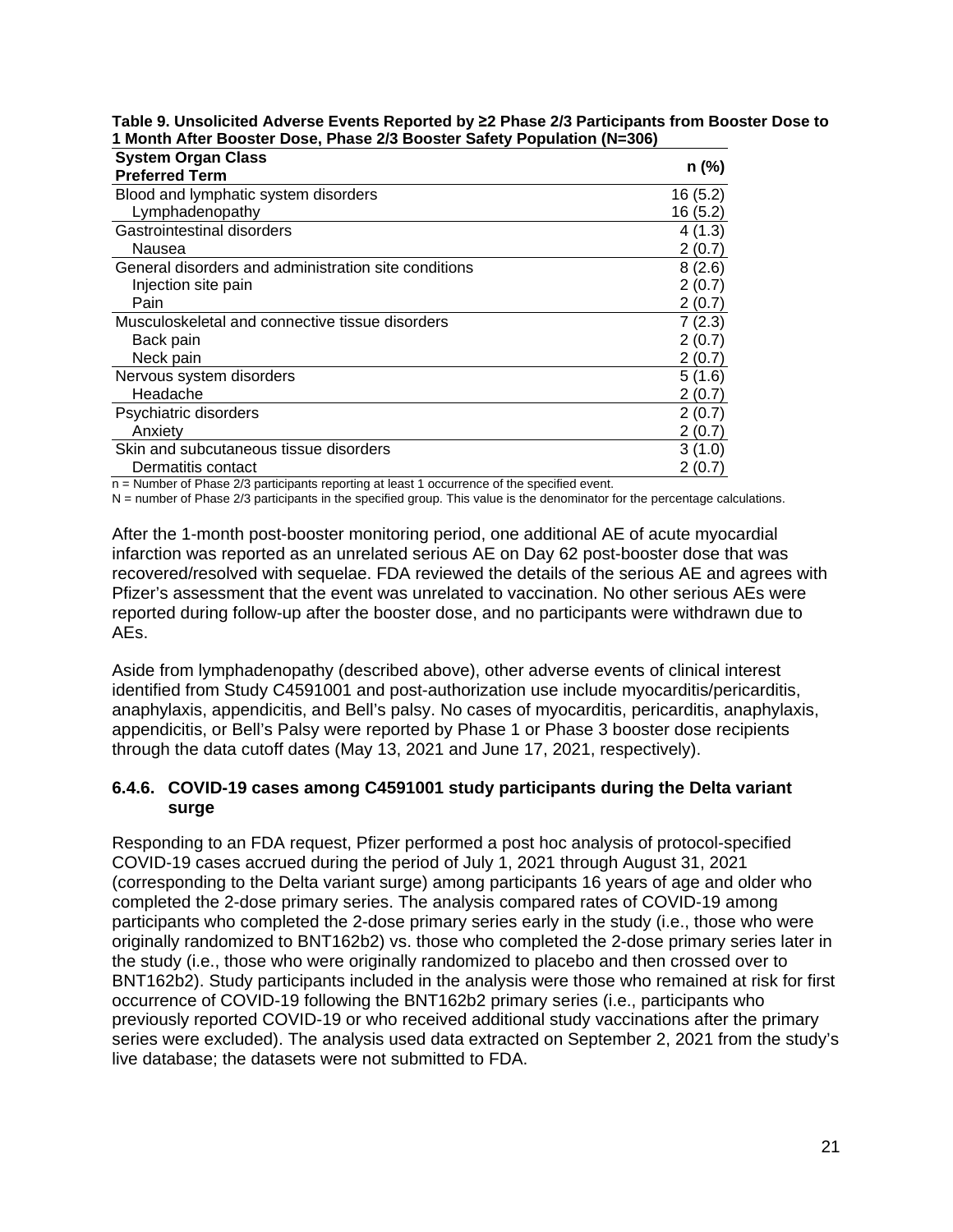**Table 9. Unsolicited Adverse Events Reported by ≥2 Phase 2/3 Participants from Booster Dose to 1 Month After Booster Dose, Phase 2/3 Booster Safety Population (N=306)**

| System Organ Class<br>Preferred Term | n (%) |
|---|---|
| Blood and lymphatic system disorders | 16 (5.2) |
| Lymphadenopathy | 16 (5.2) |
| Gastrointestinal disorders | 4 (1.3) |
| Nausea | 2 (0.7) |
| General disorders and administration site conditions | 8 (2.6) |
| Injection site pain | 2 (0.7) |
| Pain | 2 (0.7) |
| Musculoskeletal and connective tissue disorders | 7 (2.3) |
| Back pain | 2 (0.7) |
| Neck pain | 2 (0.7) |
| Nervous system disorders | 5 (1.6) |
| Headache | 2 (0.7) |
| Psychiatric disorders | 2 (0.7) |
| Anxiety | 2 (0.7) |
| Skin and subcutaneous tissue disorders | 3 (1.0) |
| Dermatitis contact | 2 (0.7) |

n = Number of Phase 2/3 participants reporting at least 1 occurrence of the specified event.
N = number of Phase 2/3 participants in the specified group. This value is the denominator for the percentage calculations.

After the 1-month post-booster monitoring period, one additional AE of acute myocardial infarction was reported as an unrelated serious AE on Day 62 post-booster dose that was recovered/resolved with sequelae. FDA reviewed the details of the serious AE and agrees with Pfizer's assessment that the event was unrelated to vaccination. No other serious AEs were reported during follow-up after the booster dose, and no participants were withdrawn due to AEs.

Aside from lymphadenopathy (described above), other adverse events of clinical interest identified from Study C4591001 and post-authorization use include myocarditis/pericarditis, anaphylaxis, appendicitis, and Bell's palsy. No cases of myocarditis, pericarditis, anaphylaxis, appendicitis, or Bell's Palsy were reported by Phase 1 or Phase 3 booster dose recipients through the data cutoff dates (May 13, 2021 and June 17, 2021, respectively).

### 6.4.6. COVID-19 cases among C4591001 study participants during the Delta variant surge

Responding to an FDA request, Pfizer performed a post hoc analysis of protocol-specified COVID-19 cases accrued during the period of July 1, 2021 through August 31, 2021 (corresponding to the Delta variant surge) among participants 16 years of age and older who completed the 2-dose primary series. The analysis compared rates of COVID-19 among participants who completed the 2-dose primary series early in the study (i.e., those who were originally randomized to BNT162b2) vs. those who completed the 2-dose primary series later in the study (i.e., those who were originally randomized to placebo and then crossed over to BNT162b2). Study participants included in the analysis were those who remained at risk for first occurrence of COVID-19 following the BNT162b2 primary series (i.e., participants who previously reported COVID-19 or who received additional study vaccinations after the primary series were excluded). The analysis used data extracted on September 2, 2021 from the study's live database; the datasets were not submitted to FDA.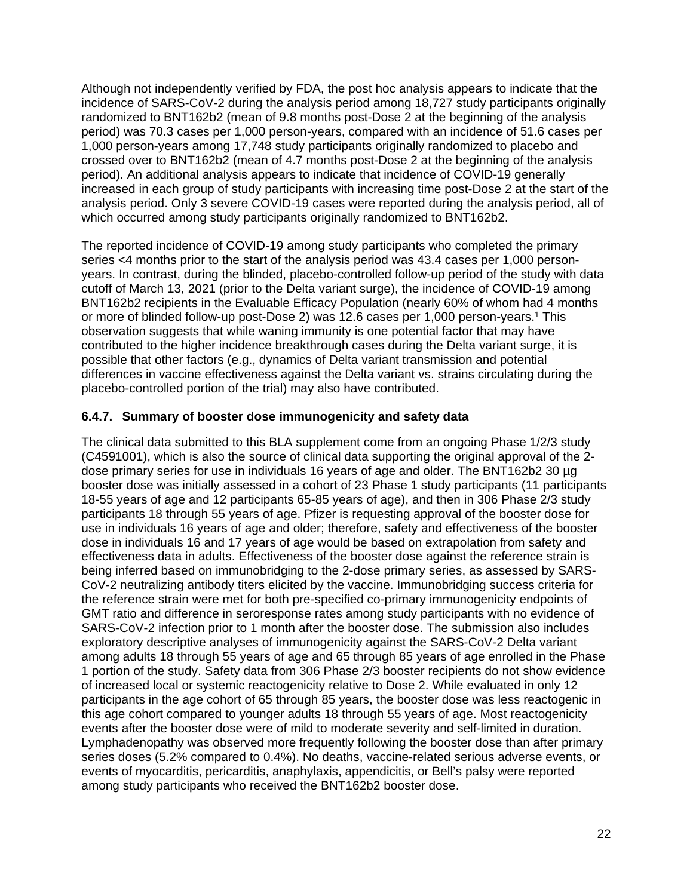Although not independently verified by FDA, the post hoc analysis appears to indicate that the incidence of SARS-CoV-2 during the analysis period among 18,727 study participants originally randomized to BNT162b2 (mean of 9.8 months post-Dose 2 at the beginning of the analysis period) was 70.3 cases per 1,000 person-years, compared with an incidence of 51.6 cases per 1,000 person-years among 17,748 study participants originally randomized to placebo and crossed over to BNT162b2 (mean of 4.7 months post-Dose 2 at the beginning of the analysis period). An additional analysis appears to indicate that incidence of COVID-19 generally increased in each group of study participants with increasing time post-Dose 2 at the start of the analysis period. Only 3 severe COVID-19 cases were reported during the analysis period, all of which occurred among study participants originally randomized to BNT162b2.

The reported incidence of COVID-19 among study participants who completed the primary series <4 months prior to the start of the analysis period was 43.4 cases per 1,000 person-years. In contrast, during the blinded, placebo-controlled follow-up period of the study with data cutoff of March 13, 2021 (prior to the Delta variant surge), the incidence of COVID-19 among BNT162b2 recipients in the Evaluable Efficacy Population (nearly 60% of whom had 4 months or more of blinded follow-up post-Dose 2) was 12.6 cases per 1,000 person-years.[1] This observation suggests that while waning immunity is one potential factor that may have contributed to the higher incidence breakthrough cases during the Delta variant surge, it is possible that other factors (e.g., dynamics of Delta variant transmission and potential differences in vaccine effectiveness against the Delta variant vs. strains circulating during the placebo-controlled portion of the trial) may also have contributed.

### 6.4.7. Summary of booster dose immunogenicity and safety data

The clinical data submitted to this BLA supplement come from an ongoing Phase 1/2/3 study (C4591001), which is also the source of clinical data supporting the original approval of the 2-dose primary series for use in individuals 16 years of age and older. The BNT162b2 30 µg booster dose was initially assessed in a cohort of 23 Phase 1 study participants (11 participants 18-55 years of age and 12 participants 65-85 years of age), and then in 306 Phase 2/3 study participants 18 through 55 years of age. Pfizer is requesting approval of the booster dose for use in individuals 16 years of age and older; therefore, safety and effectiveness of the booster dose in individuals 16 and 17 years of age would be based on extrapolation from safety and effectiveness data in adults. Effectiveness of the booster dose against the reference strain is being inferred based on immunobridging to the 2-dose primary series, as assessed by SARS-CoV-2 neutralizing antibody titers elicited by the vaccine. Immunobridging success criteria for the reference strain were met for both pre-specified co-primary immunogenicity endpoints of GMT ratio and difference in seroresponse rates among study participants with no evidence of SARS-CoV-2 infection prior to 1 month after the booster dose. The submission also includes exploratory descriptive analyses of immunogenicity against the SARS-CoV-2 Delta variant among adults 18 through 55 years of age and 65 through 85 years of age enrolled in the Phase 1 portion of the study. Safety data from 306 Phase 2/3 booster recipients do not show evidence of increased local or systemic reactogenicity relative to Dose 2. While evaluated in only 12 participants in the age cohort of 65 through 85 years, the booster dose was less reactogenic in this age cohort compared to younger adults 18 through 55 years of age. Most reactogenicity events after the booster dose were of mild to moderate severity and self-limited in duration. Lymphadenopathy was observed more frequently following the booster dose than after primary series doses (5.2% compared to 0.4%). No deaths, vaccine-related serious adverse events, or events of myocarditis, pericarditis, anaphylaxis, appendicitis, or Bell's palsy were reported among study participants who received the BNT162b2 booster dose.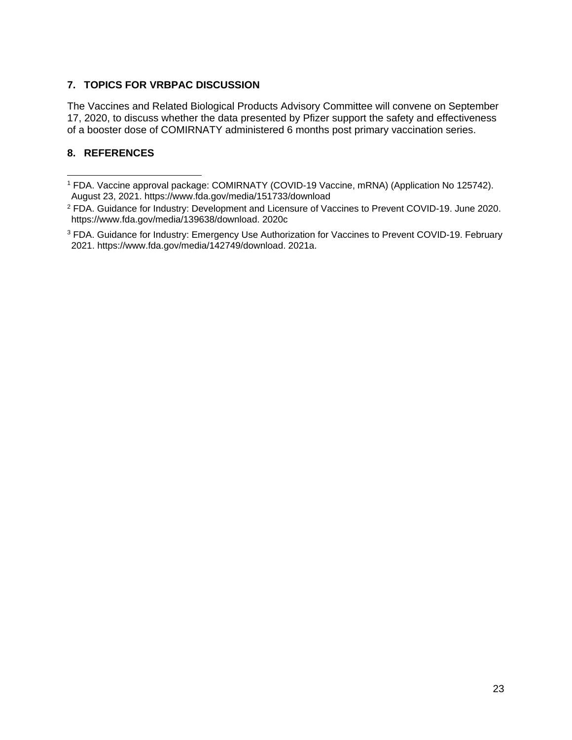## 7. TOPICS FOR VRBPAC DISCUSSION

The Vaccines and Related Biological Products Advisory Committee will convene on September 17, 2020, to discuss whether the data presented by Pfizer support the safety and effectiveness of a booster dose of COMIRNATY administered 6 months post primary vaccination series.

## 8. REFERENCES

---

[1] FDA. Vaccine approval package: COMIRNATY (COVID-19 Vaccine, mRNA) (Application No 125742). August 23, 2021. https://www.fda.gov/media/151733/download

[2] FDA. Guidance for Industry: Development and Licensure of Vaccines to Prevent COVID-19. June 2020. https://www.fda.gov/media/139638/download. 2020c

[3] FDA. Guidance for Industry: Emergency Use Authorization for Vaccines to Prevent COVID-19. February 2021. https://www.fda.gov/media/142749/download. 2021a.